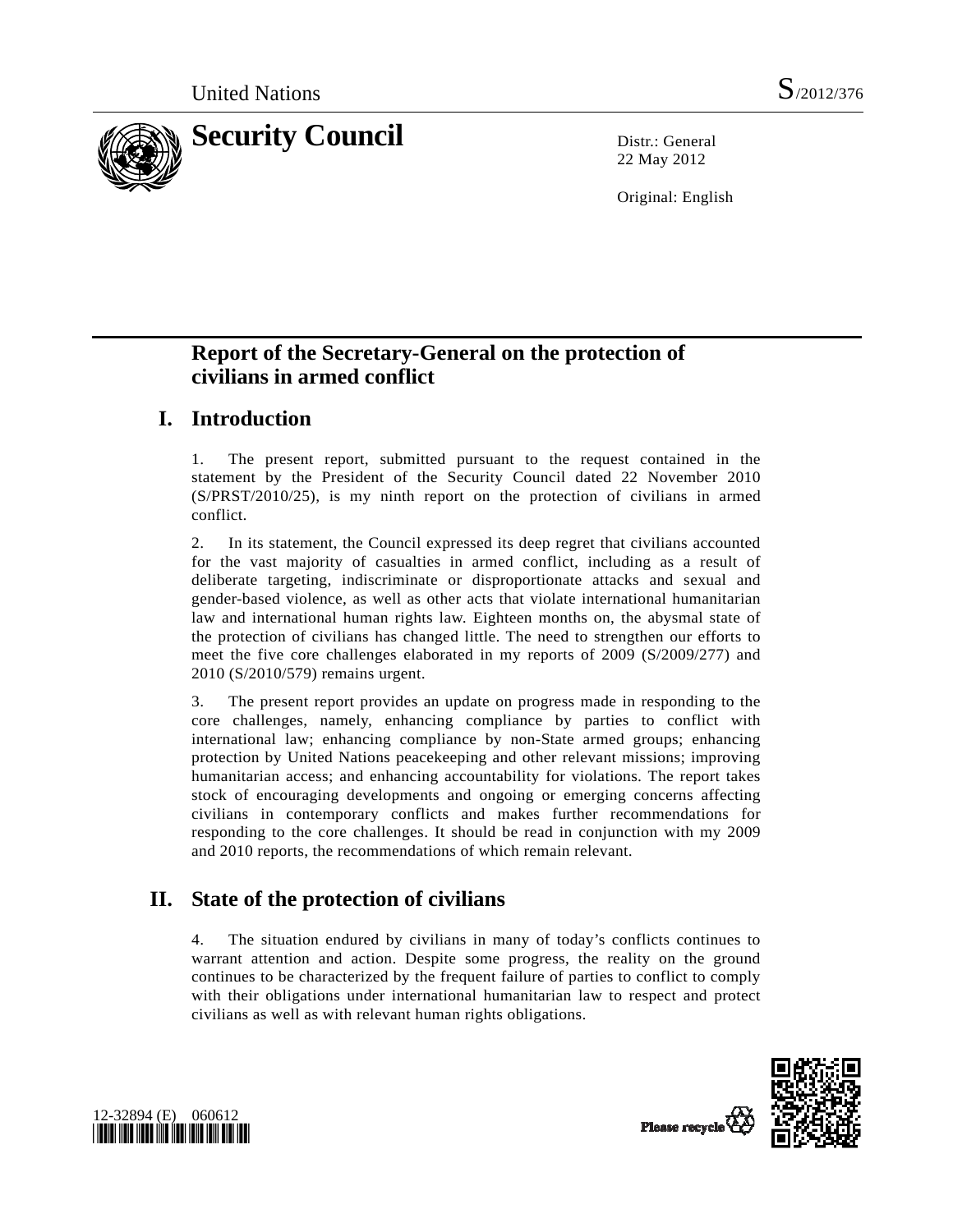United Nations S/2012/376

# Security Council

Distr.: General
22 May 2012

Original: English

## Report of the Secretary-General on the protection of civilians in armed conflict

## I. Introduction

1. The present report, submitted pursuant to the request contained in the statement by the President of the Security Council dated 22 November 2010 (S/PRST/2010/25), is my ninth report on the protection of civilians in armed conflict.

2. In its statement, the Council expressed its deep regret that civilians accounted for the vast majority of casualties in armed conflict, including as a result of deliberate targeting, indiscriminate or disproportionate attacks and sexual and gender-based violence, as well as other acts that violate international humanitarian law and international human rights law. Eighteen months on, the abysmal state of the protection of civilians has changed little. The need to strengthen our efforts to meet the five core challenges elaborated in my reports of 2009 (S/2009/277) and 2010 (S/2010/579) remains urgent.

3. The present report provides an update on progress made in responding to the core challenges, namely, enhancing compliance by parties to conflict with international law; enhancing compliance by non-State armed groups; enhancing protection by United Nations peacekeeping and other relevant missions; improving humanitarian access; and enhancing accountability for violations. The report takes stock of encouraging developments and ongoing or emerging concerns affecting civilians in contemporary conflicts and makes further recommendations for responding to the core challenges. It should be read in conjunction with my 2009 and 2010 reports, the recommendations of which remain relevant.

## II. State of the protection of civilians

4. The situation endured by civilians in many of today's conflicts continues to warrant attention and action. Despite some progress, the reality on the ground continues to be characterized by the frequent failure of parties to conflict to comply with their obligations under international humanitarian law to respect and protect civilians as well as with relevant human rights obligations.

12-32894 (E) 060612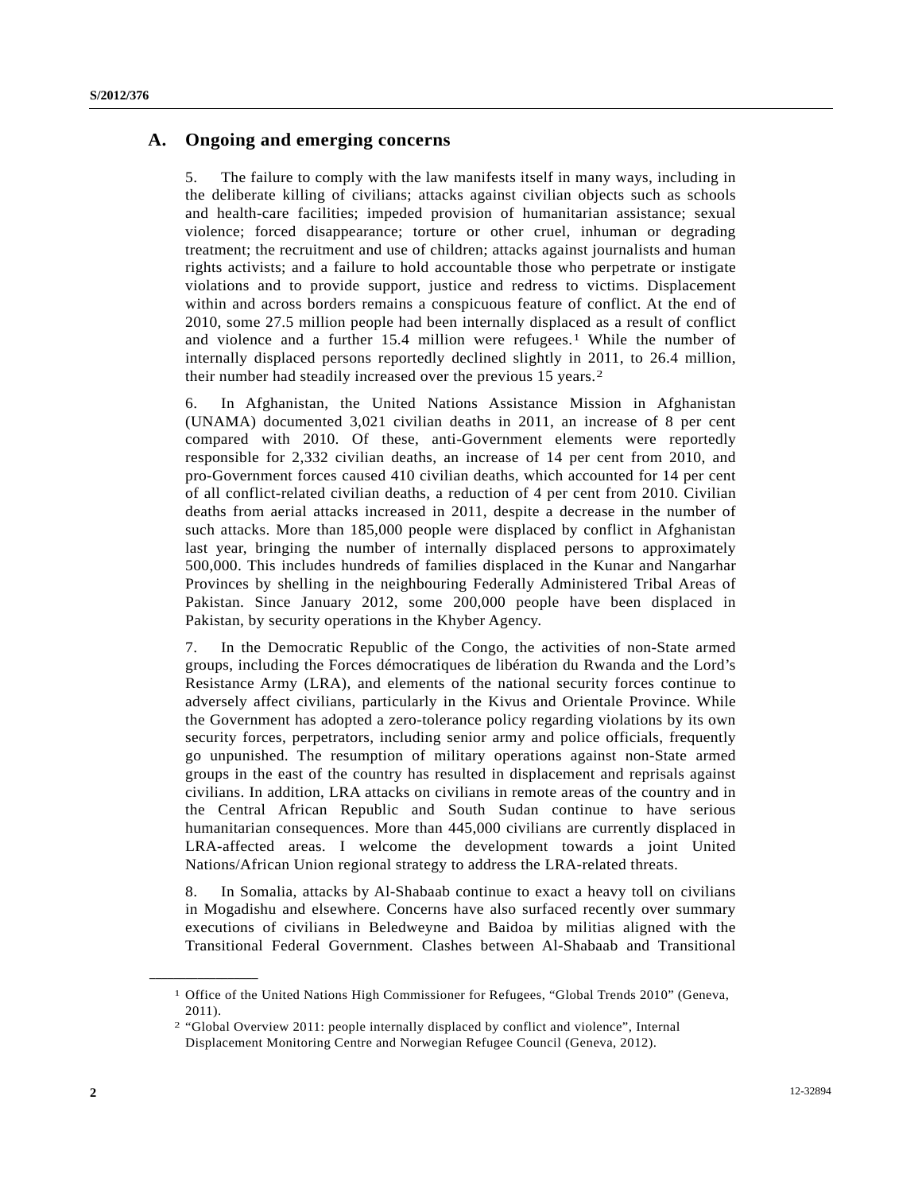## A. Ongoing and emerging concerns

5. The failure to comply with the law manifests itself in many ways, including in the deliberate killing of civilians; attacks against civilian objects such as schools and health-care facilities; impeded provision of humanitarian assistance; sexual violence; forced disappearance; torture or other cruel, inhuman or degrading treatment; the recruitment and use of children; attacks against journalists and human rights activists; and a failure to hold accountable those who perpetrate or instigate violations and to provide support, justice and redress to victims. Displacement within and across borders remains a conspicuous feature of conflict. At the end of 2010, some 27.5 million people had been internally displaced as a result of conflict and violence and a further 15.4 million were refugees.[1] While the number of internally displaced persons reportedly declined slightly in 2011, to 26.4 million, their number had steadily increased over the previous 15 years.[2]

6. In Afghanistan, the United Nations Assistance Mission in Afghanistan (UNAMA) documented 3,021 civilian deaths in 2011, an increase of 8 per cent compared with 2010. Of these, anti-Government elements were reportedly responsible for 2,332 civilian deaths, an increase of 14 per cent from 2010, and pro-Government forces caused 410 civilian deaths, which accounted for 14 per cent of all conflict-related civilian deaths, a reduction of 4 per cent from 2010. Civilian deaths from aerial attacks increased in 2011, despite a decrease in the number of such attacks. More than 185,000 people were displaced by conflict in Afghanistan last year, bringing the number of internally displaced persons to approximately 500,000. This includes hundreds of families displaced in the Kunar and Nangarhar Provinces by shelling in the neighbouring Federally Administered Tribal Areas of Pakistan. Since January 2012, some 200,000 people have been displaced in Pakistan, by security operations in the Khyber Agency.

7. In the Democratic Republic of the Congo, the activities of non-State armed groups, including the Forces démocratiques de libération du Rwanda and the Lord's Resistance Army (LRA), and elements of the national security forces continue to adversely affect civilians, particularly in the Kivus and Orientale Province. While the Government has adopted a zero-tolerance policy regarding violations by its own security forces, perpetrators, including senior army and police officials, frequently go unpunished. The resumption of military operations against non-State armed groups in the east of the country has resulted in displacement and reprisals against civilians. In addition, LRA attacks on civilians in remote areas of the country and in the Central African Republic and South Sudan continue to have serious humanitarian consequences. More than 445,000 civilians are currently displaced in LRA-affected areas. I welcome the development towards a joint United Nations/African Union regional strategy to address the LRA-related threats.

8. In Somalia, attacks by Al-Shabaab continue to exact a heavy toll on civilians in Mogadishu and elsewhere. Concerns have also surfaced recently over summary executions of civilians in Beledweyne and Baidoa by militias aligned with the Transitional Federal Government. Clashes between Al-Shabaab and Transitional

---

[1] Office of the United Nations High Commissioner for Refugees, "Global Trends 2010" (Geneva, 2011).

[2] "Global Overview 2011: people internally displaced by conflict and violence", Internal Displacement Monitoring Centre and Norwegian Refugee Council (Geneva, 2012).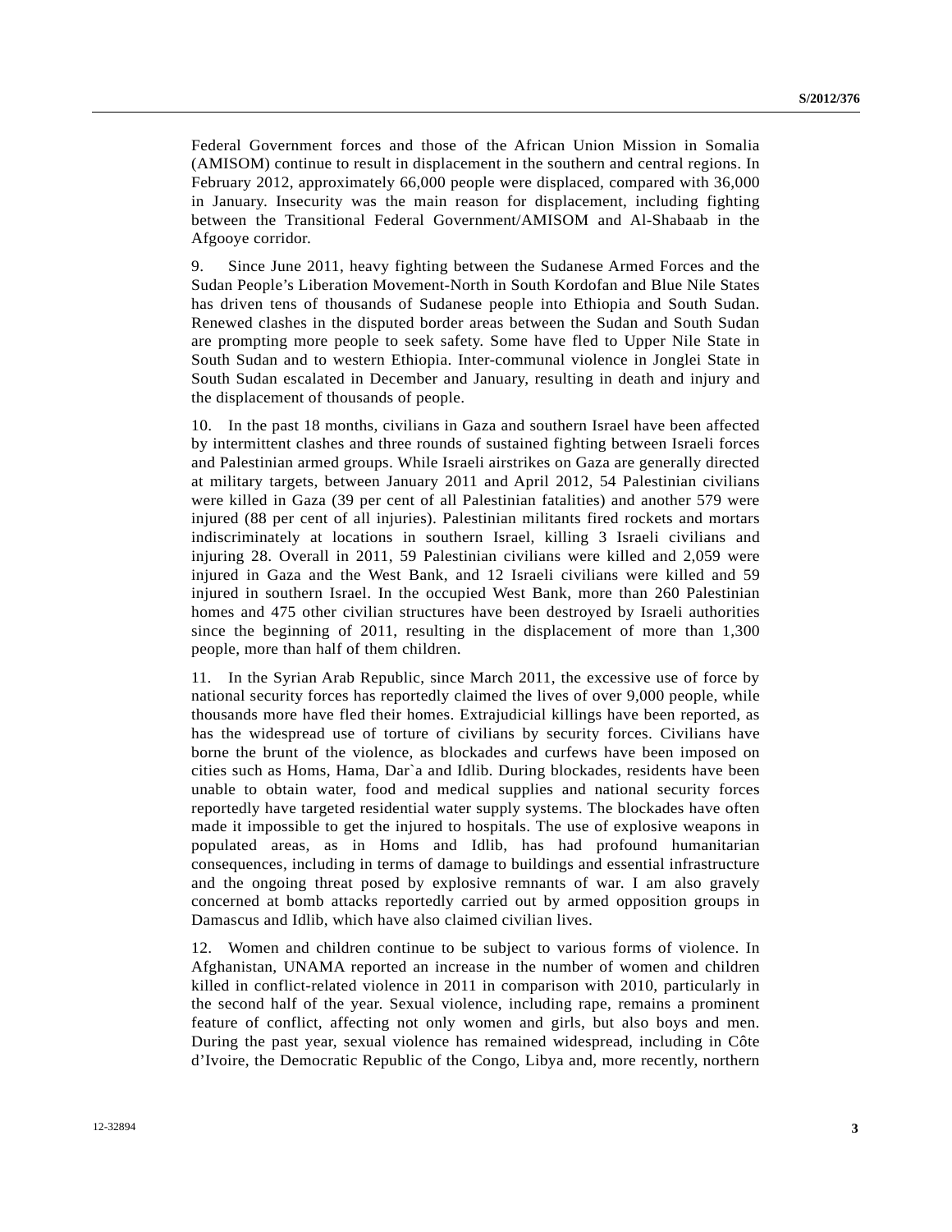Federal Government forces and those of the African Union Mission in Somalia (AMISOM) continue to result in displacement in the southern and central regions. In February 2012, approximately 66,000 people were displaced, compared with 36,000 in January. Insecurity was the main reason for displacement, including fighting between the Transitional Federal Government/AMISOM and Al-Shabaab in the Afgooye corridor.

9. Since June 2011, heavy fighting between the Sudanese Armed Forces and the Sudan People's Liberation Movement-North in South Kordofan and Blue Nile States has driven tens of thousands of Sudanese people into Ethiopia and South Sudan. Renewed clashes in the disputed border areas between the Sudan and South Sudan are prompting more people to seek safety. Some have fled to Upper Nile State in South Sudan and to western Ethiopia. Inter-communal violence in Jonglei State in South Sudan escalated in December and January, resulting in death and injury and the displacement of thousands of people.

10. In the past 18 months, civilians in Gaza and southern Israel have been affected by intermittent clashes and three rounds of sustained fighting between Israeli forces and Palestinian armed groups. While Israeli airstrikes on Gaza are generally directed at military targets, between January 2011 and April 2012, 54 Palestinian civilians were killed in Gaza (39 per cent of all Palestinian fatalities) and another 579 were injured (88 per cent of all injuries). Palestinian militants fired rockets and mortars indiscriminately at locations in southern Israel, killing 3 Israeli civilians and injuring 28. Overall in 2011, 59 Palestinian civilians were killed and 2,059 were injured in Gaza and the West Bank, and 12 Israeli civilians were killed and 59 injured in southern Israel. In the occupied West Bank, more than 260 Palestinian homes and 475 other civilian structures have been destroyed by Israeli authorities since the beginning of 2011, resulting in the displacement of more than 1,300 people, more than half of them children.

11. In the Syrian Arab Republic, since March 2011, the excessive use of force by national security forces has reportedly claimed the lives of over 9,000 people, while thousands more have fled their homes. Extrajudicial killings have been reported, as has the widespread use of torture of civilians by security forces. Civilians have borne the brunt of the violence, as blockades and curfews have been imposed on cities such as Homs, Hama, Dar`a and Idlib. During blockades, residents have been unable to obtain water, food and medical supplies and national security forces reportedly have targeted residential water supply systems. The blockades have often made it impossible to get the injured to hospitals. The use of explosive weapons in populated areas, as in Homs and Idlib, has had profound humanitarian consequences, including in terms of damage to buildings and essential infrastructure and the ongoing threat posed by explosive remnants of war. I am also gravely concerned at bomb attacks reportedly carried out by armed opposition groups in Damascus and Idlib, which have also claimed civilian lives.

12. Women and children continue to be subject to various forms of violence. In Afghanistan, UNAMA reported an increase in the number of women and children killed in conflict-related violence in 2011 in comparison with 2010, particularly in the second half of the year. Sexual violence, including rape, remains a prominent feature of conflict, affecting not only women and girls, but also boys and men. During the past year, sexual violence has remained widespread, including in Côte d'Ivoire, the Democratic Republic of the Congo, Libya and, more recently, northern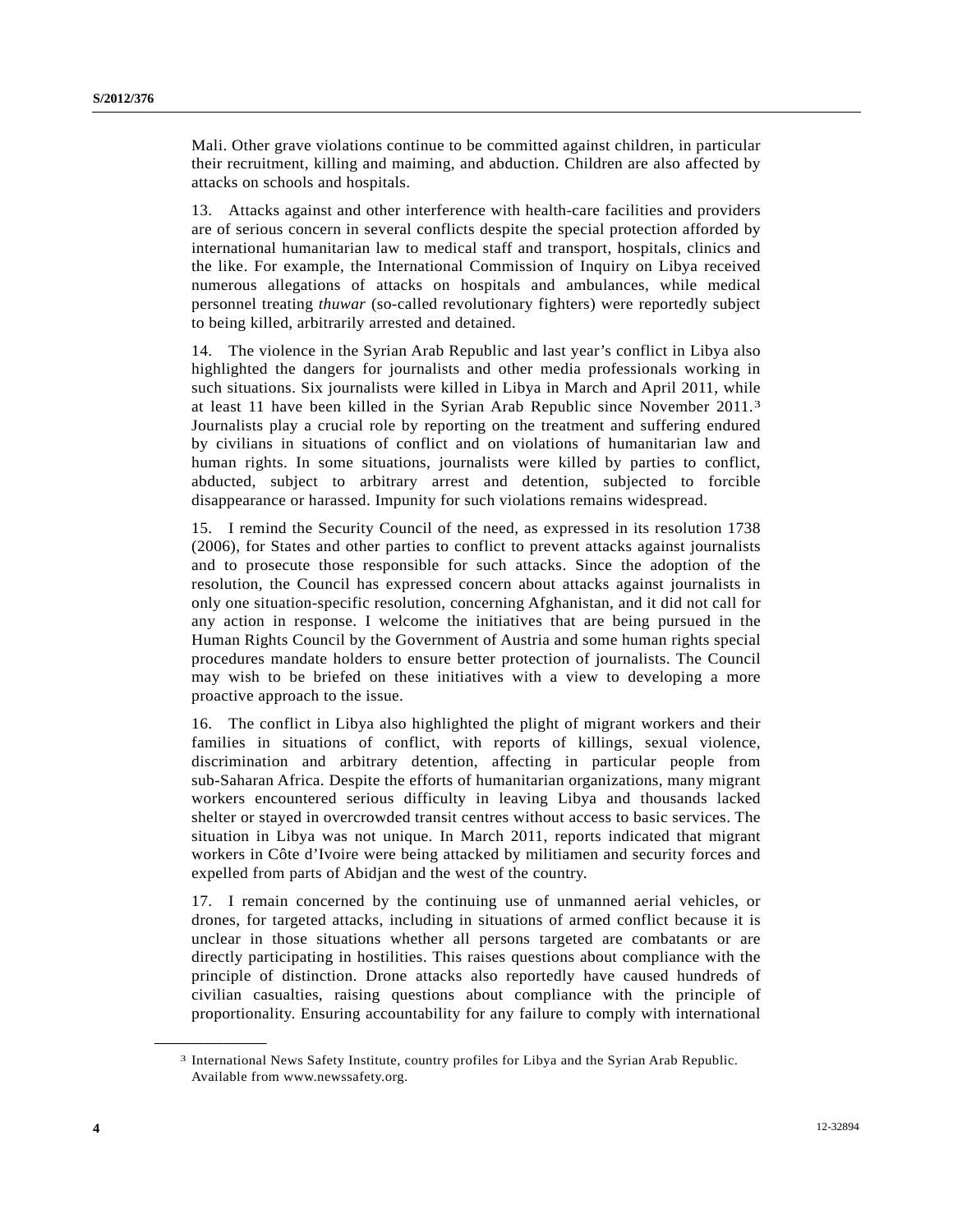Mali. Other grave violations continue to be committed against children, in particular their recruitment, killing and maiming, and abduction. Children are also affected by attacks on schools and hospitals.

13. Attacks against and other interference with health-care facilities and providers are of serious concern in several conflicts despite the special protection afforded by international humanitarian law to medical staff and transport, hospitals, clinics and the like. For example, the International Commission of Inquiry on Libya received numerous allegations of attacks on hospitals and ambulances, while medical personnel treating *thuwar* (so-called revolutionary fighters) were reportedly subject to being killed, arbitrarily arrested and detained.

14. The violence in the Syrian Arab Republic and last year's conflict in Libya also highlighted the dangers for journalists and other media professionals working in such situations. Six journalists were killed in Libya in March and April 2011, while at least 11 have been killed in the Syrian Arab Republic since November 2011.[3] Journalists play a crucial role by reporting on the treatment and suffering endured by civilians in situations of conflict and on violations of humanitarian law and human rights. In some situations, journalists were killed by parties to conflict, abducted, subject to arbitrary arrest and detention, subjected to forcible disappearance or harassed. Impunity for such violations remains widespread.

15. I remind the Security Council of the need, as expressed in its resolution 1738 (2006), for States and other parties to conflict to prevent attacks against journalists and to prosecute those responsible for such attacks. Since the adoption of the resolution, the Council has expressed concern about attacks against journalists in only one situation-specific resolution, concerning Afghanistan, and it did not call for any action in response. I welcome the initiatives that are being pursued in the Human Rights Council by the Government of Austria and some human rights special procedures mandate holders to ensure better protection of journalists. The Council may wish to be briefed on these initiatives with a view to developing a more proactive approach to the issue.

16. The conflict in Libya also highlighted the plight of migrant workers and their families in situations of conflict, with reports of killings, sexual violence, discrimination and arbitrary detention, affecting in particular people from sub-Saharan Africa. Despite the efforts of humanitarian organizations, many migrant workers encountered serious difficulty in leaving Libya and thousands lacked shelter or stayed in overcrowded transit centres without access to basic services. The situation in Libya was not unique. In March 2011, reports indicated that migrant workers in Côte d'Ivoire were being attacked by militiamen and security forces and expelled from parts of Abidjan and the west of the country.

17. I remain concerned by the continuing use of unmanned aerial vehicles, or drones, for targeted attacks, including in situations of armed conflict because it is unclear in those situations whether all persons targeted are combatants or are directly participating in hostilities. This raises questions about compliance with the principle of distinction. Drone attacks also reportedly have caused hundreds of civilian casualties, raising questions about compliance with the principle of proportionality. Ensuring accountability for any failure to comply with international

---

[3] International News Safety Institute, country profiles for Libya and the Syrian Arab Republic. Available from www.newssafety.org.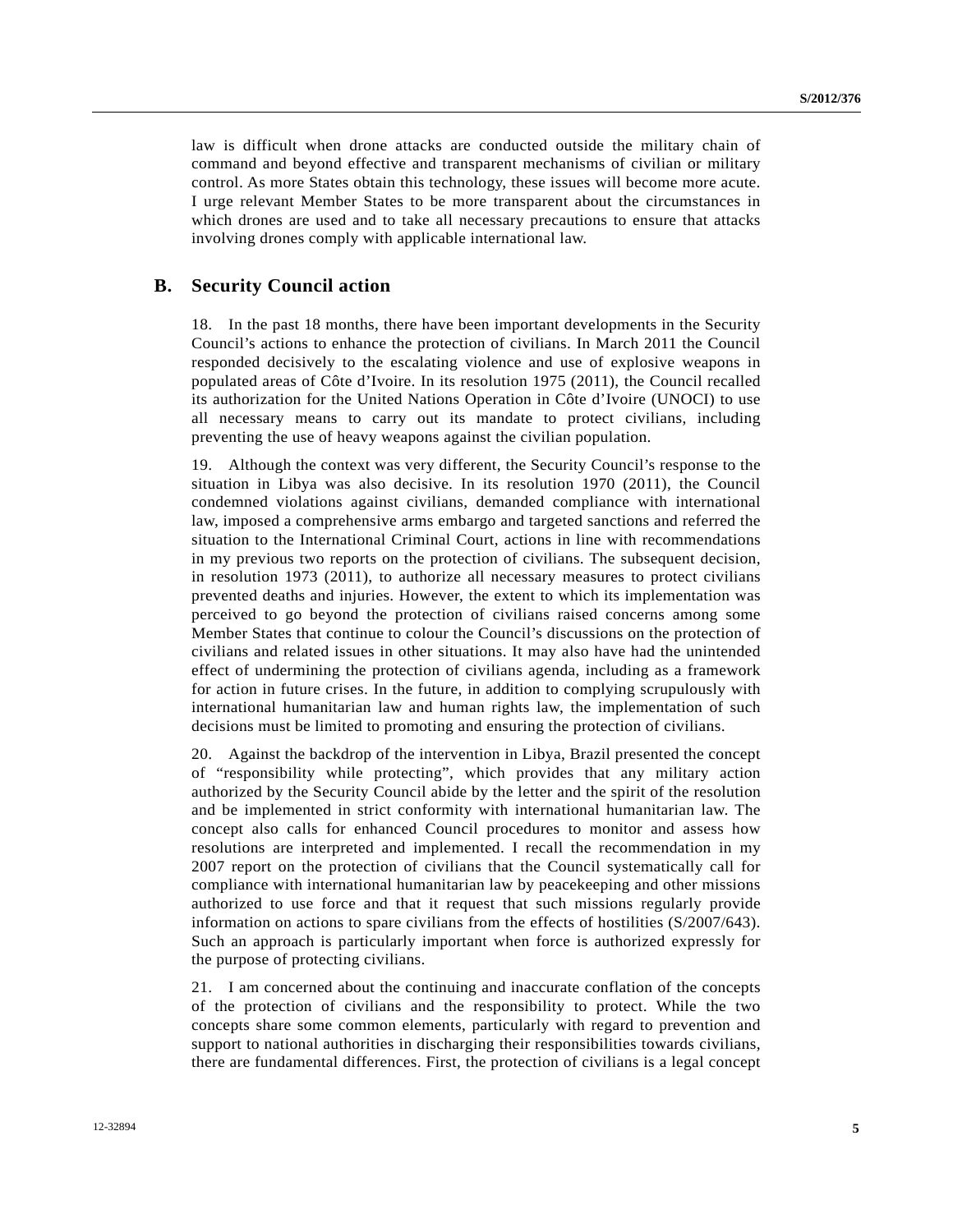law is difficult when drone attacks are conducted outside the military chain of command and beyond effective and transparent mechanisms of civilian or military control. As more States obtain this technology, these issues will become more acute. I urge relevant Member States to be more transparent about the circumstances in which drones are used and to take all necessary precautions to ensure that attacks involving drones comply with applicable international law.

## B. Security Council action

18. In the past 18 months, there have been important developments in the Security Council's actions to enhance the protection of civilians. In March 2011 the Council responded decisively to the escalating violence and use of explosive weapons in populated areas of Côte d'Ivoire. In its resolution 1975 (2011), the Council recalled its authorization for the United Nations Operation in Côte d'Ivoire (UNOCI) to use all necessary means to carry out its mandate to protect civilians, including preventing the use of heavy weapons against the civilian population.

19. Although the context was very different, the Security Council's response to the situation in Libya was also decisive. In its resolution 1970 (2011), the Council condemned violations against civilians, demanded compliance with international law, imposed a comprehensive arms embargo and targeted sanctions and referred the situation to the International Criminal Court, actions in line with recommendations in my previous two reports on the protection of civilians. The subsequent decision, in resolution 1973 (2011), to authorize all necessary measures to protect civilians prevented deaths and injuries. However, the extent to which its implementation was perceived to go beyond the protection of civilians raised concerns among some Member States that continue to colour the Council's discussions on the protection of civilians and related issues in other situations. It may also have had the unintended effect of undermining the protection of civilians agenda, including as a framework for action in future crises. In the future, in addition to complying scrupulously with international humanitarian law and human rights law, the implementation of such decisions must be limited to promoting and ensuring the protection of civilians.

20. Against the backdrop of the intervention in Libya, Brazil presented the concept of "responsibility while protecting", which provides that any military action authorized by the Security Council abide by the letter and the spirit of the resolution and be implemented in strict conformity with international humanitarian law. The concept also calls for enhanced Council procedures to monitor and assess how resolutions are interpreted and implemented. I recall the recommendation in my 2007 report on the protection of civilians that the Council systematically call for compliance with international humanitarian law by peacekeeping and other missions authorized to use force and that it request that such missions regularly provide information on actions to spare civilians from the effects of hostilities (S/2007/643). Such an approach is particularly important when force is authorized expressly for the purpose of protecting civilians.

21. I am concerned about the continuing and inaccurate conflation of the concepts of the protection of civilians and the responsibility to protect. While the two concepts share some common elements, particularly with regard to prevention and support to national authorities in discharging their responsibilities towards civilians, there are fundamental differences. First, the protection of civilians is a legal concept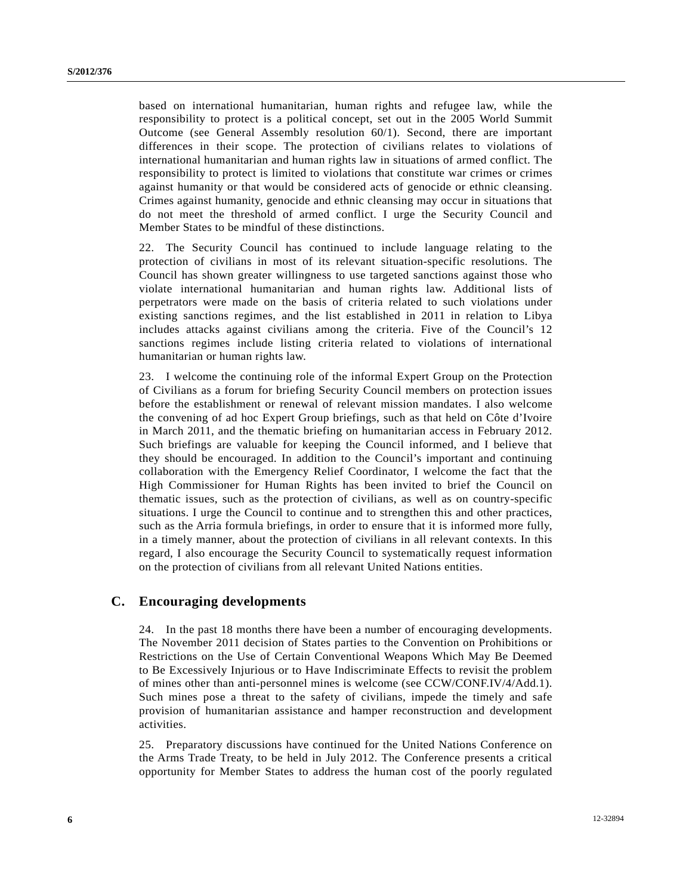based on international humanitarian, human rights and refugee law, while the responsibility to protect is a political concept, set out in the 2005 World Summit Outcome (see General Assembly resolution 60/1). Second, there are important differences in their scope. The protection of civilians relates to violations of international humanitarian and human rights law in situations of armed conflict. The responsibility to protect is limited to violations that constitute war crimes or crimes against humanity or that would be considered acts of genocide or ethnic cleansing. Crimes against humanity, genocide and ethnic cleansing may occur in situations that do not meet the threshold of armed conflict. I urge the Security Council and Member States to be mindful of these distinctions.

22. The Security Council has continued to include language relating to the protection of civilians in most of its relevant situation-specific resolutions. The Council has shown greater willingness to use targeted sanctions against those who violate international humanitarian and human rights law. Additional lists of perpetrators were made on the basis of criteria related to such violations under existing sanctions regimes, and the list established in 2011 in relation to Libya includes attacks against civilians among the criteria. Five of the Council's 12 sanctions regimes include listing criteria related to violations of international humanitarian or human rights law.

23. I welcome the continuing role of the informal Expert Group on the Protection of Civilians as a forum for briefing Security Council members on protection issues before the establishment or renewal of relevant mission mandates. I also welcome the convening of ad hoc Expert Group briefings, such as that held on Côte d'Ivoire in March 2011, and the thematic briefing on humanitarian access in February 2012. Such briefings are valuable for keeping the Council informed, and I believe that they should be encouraged. In addition to the Council's important and continuing collaboration with the Emergency Relief Coordinator, I welcome the fact that the High Commissioner for Human Rights has been invited to brief the Council on thematic issues, such as the protection of civilians, as well as on country-specific situations. I urge the Council to continue and to strengthen this and other practices, such as the Arria formula briefings, in order to ensure that it is informed more fully, in a timely manner, about the protection of civilians in all relevant contexts. In this regard, I also encourage the Security Council to systematically request information on the protection of civilians from all relevant United Nations entities.

## C. Encouraging developments

24. In the past 18 months there have been a number of encouraging developments. The November 2011 decision of States parties to the Convention on Prohibitions or Restrictions on the Use of Certain Conventional Weapons Which May Be Deemed to Be Excessively Injurious or to Have Indiscriminate Effects to revisit the problem of mines other than anti-personnel mines is welcome (see CCW/CONF.IV/4/Add.1). Such mines pose a threat to the safety of civilians, impede the timely and safe provision of humanitarian assistance and hamper reconstruction and development activities.

25. Preparatory discussions have continued for the United Nations Conference on the Arms Trade Treaty, to be held in July 2012. The Conference presents a critical opportunity for Member States to address the human cost of the poorly regulated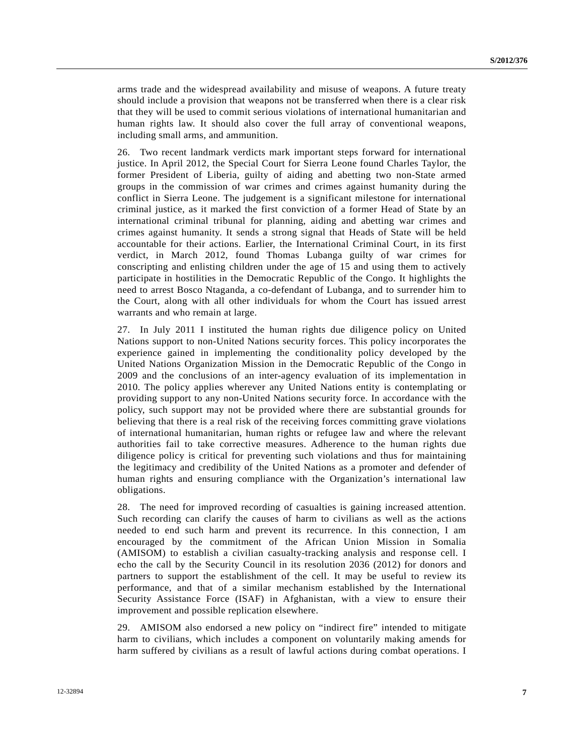arms trade and the widespread availability and misuse of weapons. A future treaty should include a provision that weapons not be transferred when there is a clear risk that they will be used to commit serious violations of international humanitarian and human rights law. It should also cover the full array of conventional weapons, including small arms, and ammunition.

26. Two recent landmark verdicts mark important steps forward for international justice. In April 2012, the Special Court for Sierra Leone found Charles Taylor, the former President of Liberia, guilty of aiding and abetting two non-State armed groups in the commission of war crimes and crimes against humanity during the conflict in Sierra Leone. The judgement is a significant milestone for international criminal justice, as it marked the first conviction of a former Head of State by an international criminal tribunal for planning, aiding and abetting war crimes and crimes against humanity. It sends a strong signal that Heads of State will be held accountable for their actions. Earlier, the International Criminal Court, in its first verdict, in March 2012, found Thomas Lubanga guilty of war crimes for conscripting and enlisting children under the age of 15 and using them to actively participate in hostilities in the Democratic Republic of the Congo. It highlights the need to arrest Bosco Ntaganda, a co-defendant of Lubanga, and to surrender him to the Court, along with all other individuals for whom the Court has issued arrest warrants and who remain at large.

27. In July 2011 I instituted the human rights due diligence policy on United Nations support to non-United Nations security forces. This policy incorporates the experience gained in implementing the conditionality policy developed by the United Nations Organization Mission in the Democratic Republic of the Congo in 2009 and the conclusions of an inter-agency evaluation of its implementation in 2010. The policy applies wherever any United Nations entity is contemplating or providing support to any non-United Nations security force. In accordance with the policy, such support may not be provided where there are substantial grounds for believing that there is a real risk of the receiving forces committing grave violations of international humanitarian, human rights or refugee law and where the relevant authorities fail to take corrective measures. Adherence to the human rights due diligence policy is critical for preventing such violations and thus for maintaining the legitimacy and credibility of the United Nations as a promoter and defender of human rights and ensuring compliance with the Organization's international law obligations.

28. The need for improved recording of casualties is gaining increased attention. Such recording can clarify the causes of harm to civilians as well as the actions needed to end such harm and prevent its recurrence. In this connection, I am encouraged by the commitment of the African Union Mission in Somalia (AMISOM) to establish a civilian casualty-tracking analysis and response cell. I echo the call by the Security Council in its resolution 2036 (2012) for donors and partners to support the establishment of the cell. It may be useful to review its performance, and that of a similar mechanism established by the International Security Assistance Force (ISAF) in Afghanistan, with a view to ensure their improvement and possible replication elsewhere.

29. AMISOM also endorsed a new policy on "indirect fire" intended to mitigate harm to civilians, which includes a component on voluntarily making amends for harm suffered by civilians as a result of lawful actions during combat operations. I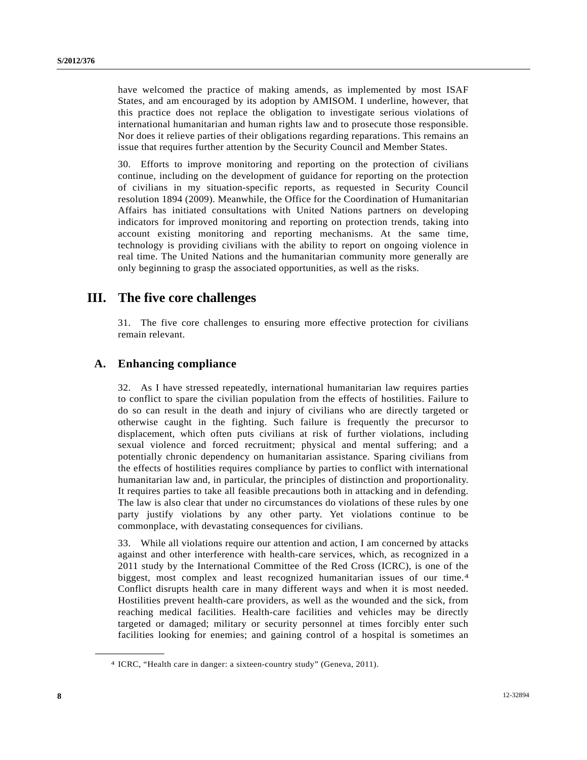have welcomed the practice of making amends, as implemented by most ISAF States, and am encouraged by its adoption by AMISOM. I underline, however, that this practice does not replace the obligation to investigate serious violations of international humanitarian and human rights law and to prosecute those responsible. Nor does it relieve parties of their obligations regarding reparations. This remains an issue that requires further attention by the Security Council and Member States.

30. Efforts to improve monitoring and reporting on the protection of civilians continue, including on the development of guidance for reporting on the protection of civilians in my situation-specific reports, as requested in Security Council resolution 1894 (2009). Meanwhile, the Office for the Coordination of Humanitarian Affairs has initiated consultations with United Nations partners on developing indicators for improved monitoring and reporting on protection trends, taking into account existing monitoring and reporting mechanisms. At the same time, technology is providing civilians with the ability to report on ongoing violence in real time. The United Nations and the humanitarian community more generally are only beginning to grasp the associated opportunities, as well as the risks.

# III. The five core challenges

31. The five core challenges to ensuring more effective protection for civilians remain relevant.

## A. Enhancing compliance

32. As I have stressed repeatedly, international humanitarian law requires parties to conflict to spare the civilian population from the effects of hostilities. Failure to do so can result in the death and injury of civilians who are directly targeted or otherwise caught in the fighting. Such failure is frequently the precursor to displacement, which often puts civilians at risk of further violations, including sexual violence and forced recruitment; physical and mental suffering; and a potentially chronic dependency on humanitarian assistance. Sparing civilians from the effects of hostilities requires compliance by parties to conflict with international humanitarian law and, in particular, the principles of distinction and proportionality. It requires parties to take all feasible precautions both in attacking and in defending. The law is also clear that under no circumstances do violations of these rules by one party justify violations by any other party. Yet violations continue to be commonplace, with devastating consequences for civilians.

33. While all violations require our attention and action, I am concerned by attacks against and other interference with health-care services, which, as recognized in a 2011 study by the International Committee of the Red Cross (ICRC), is one of the biggest, most complex and least recognized humanitarian issues of our time.[4] Conflict disrupts health care in many different ways and when it is most needed. Hostilities prevent health-care providers, as well as the wounded and the sick, from reaching medical facilities. Health-care facilities and vehicles may be directly targeted or damaged; military or security personnel at times forcibly enter such facilities looking for enemies; and gaining control of a hospital is sometimes an

[4] ICRC, "Health care in danger: a sixteen-country study" (Geneva, 2011).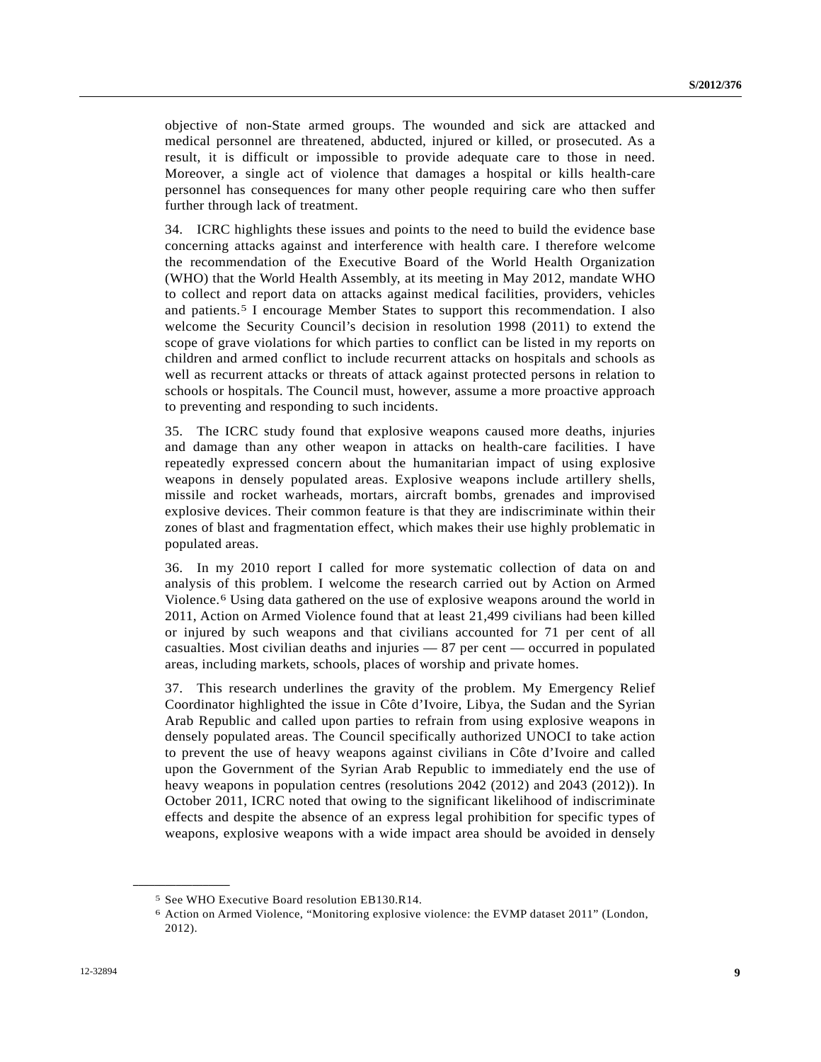objective of non-State armed groups. The wounded and sick are attacked and medical personnel are threatened, abducted, injured or killed, or prosecuted. As a result, it is difficult or impossible to provide adequate care to those in need. Moreover, a single act of violence that damages a hospital or kills health-care personnel has consequences for many other people requiring care who then suffer further through lack of treatment.

34. ICRC highlights these issues and points to the need to build the evidence base concerning attacks against and interference with health care. I therefore welcome the recommendation of the Executive Board of the World Health Organization (WHO) that the World Health Assembly, at its meeting in May 2012, mandate WHO to collect and report data on attacks against medical facilities, providers, vehicles and patients.[5] I encourage Member States to support this recommendation. I also welcome the Security Council's decision in resolution 1998 (2011) to extend the scope of grave violations for which parties to conflict can be listed in my reports on children and armed conflict to include recurrent attacks on hospitals and schools as well as recurrent attacks or threats of attack against protected persons in relation to schools or hospitals. The Council must, however, assume a more proactive approach to preventing and responding to such incidents.

35. The ICRC study found that explosive weapons caused more deaths, injuries and damage than any other weapon in attacks on health-care facilities. I have repeatedly expressed concern about the humanitarian impact of using explosive weapons in densely populated areas. Explosive weapons include artillery shells, missile and rocket warheads, mortars, aircraft bombs, grenades and improvised explosive devices. Their common feature is that they are indiscriminate within their zones of blast and fragmentation effect, which makes their use highly problematic in populated areas.

36. In my 2010 report I called for more systematic collection of data on and analysis of this problem. I welcome the research carried out by Action on Armed Violence.[6] Using data gathered on the use of explosive weapons around the world in 2011, Action on Armed Violence found that at least 21,499 civilians had been killed or injured by such weapons and that civilians accounted for 71 per cent of all casualties. Most civilian deaths and injuries — 87 per cent — occurred in populated areas, including markets, schools, places of worship and private homes.

37. This research underlines the gravity of the problem. My Emergency Relief Coordinator highlighted the issue in Côte d'Ivoire, Libya, the Sudan and the Syrian Arab Republic and called upon parties to refrain from using explosive weapons in densely populated areas. The Council specifically authorized UNOCI to take action to prevent the use of heavy weapons against civilians in Côte d'Ivoire and called upon the Government of the Syrian Arab Republic to immediately end the use of heavy weapons in population centres (resolutions 2042 (2012) and 2043 (2012)). In October 2011, ICRC noted that owing to the significant likelihood of indiscriminate effects and despite the absence of an express legal prohibition for specific types of weapons, explosive weapons with a wide impact area should be avoided in densely

---

[5] See WHO Executive Board resolution EB130.R14.

[6] Action on Armed Violence, "Monitoring explosive violence: the EVMP dataset 2011" (London, 2012).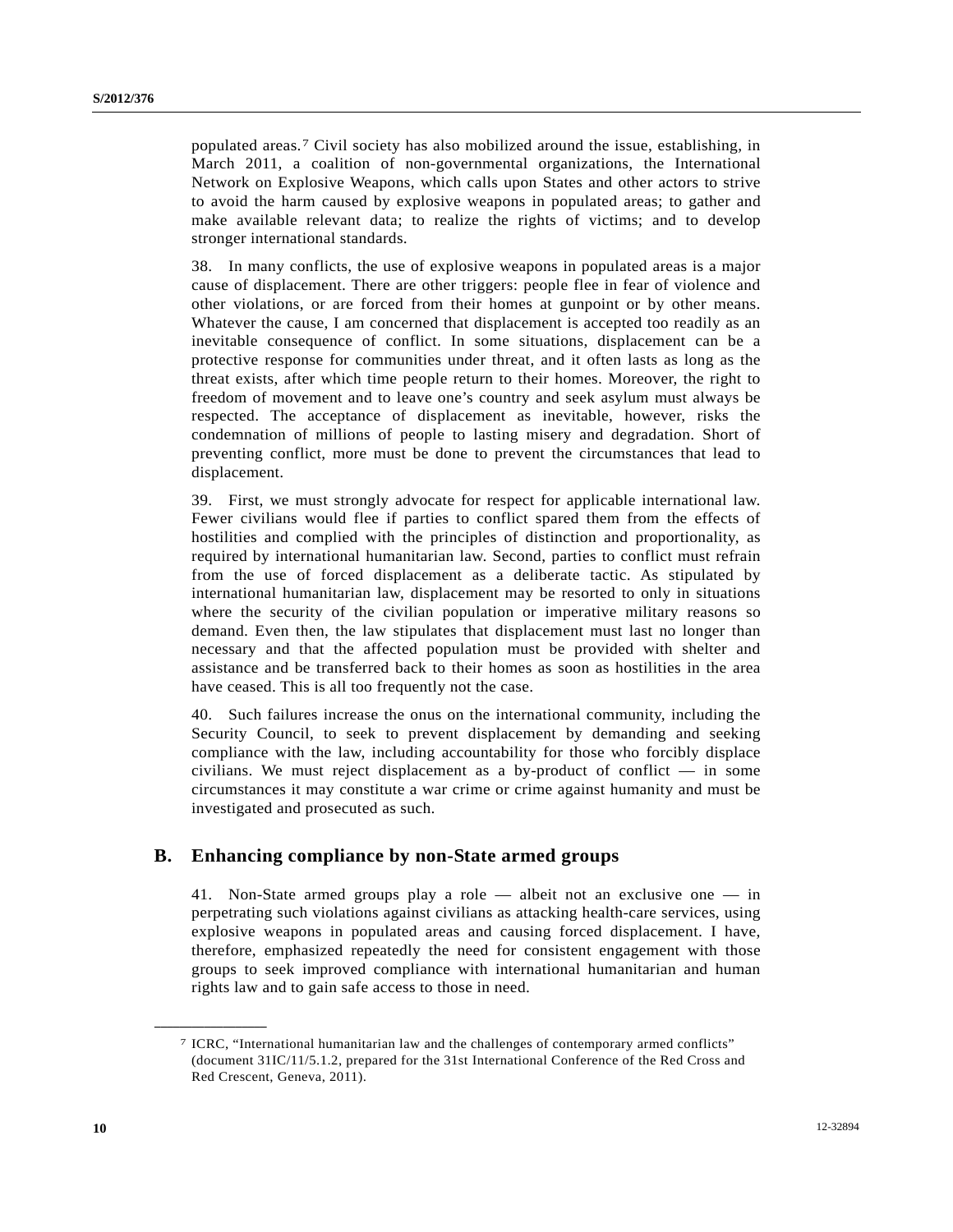populated areas.[7] Civil society has also mobilized around the issue, establishing, in March 2011, a coalition of non-governmental organizations, the International Network on Explosive Weapons, which calls upon States and other actors to strive to avoid the harm caused by explosive weapons in populated areas; to gather and make available relevant data; to realize the rights of victims; and to develop stronger international standards.

38. In many conflicts, the use of explosive weapons in populated areas is a major cause of displacement. There are other triggers: people flee in fear of violence and other violations, or are forced from their homes at gunpoint or by other means. Whatever the cause, I am concerned that displacement is accepted too readily as an inevitable consequence of conflict. In some situations, displacement can be a protective response for communities under threat, and it often lasts as long as the threat exists, after which time people return to their homes. Moreover, the right to freedom of movement and to leave one's country and seek asylum must always be respected. The acceptance of displacement as inevitable, however, risks the condemnation of millions of people to lasting misery and degradation. Short of preventing conflict, more must be done to prevent the circumstances that lead to displacement.

39. First, we must strongly advocate for respect for applicable international law. Fewer civilians would flee if parties to conflict spared them from the effects of hostilities and complied with the principles of distinction and proportionality, as required by international humanitarian law. Second, parties to conflict must refrain from the use of forced displacement as a deliberate tactic. As stipulated by international humanitarian law, displacement may be resorted to only in situations where the security of the civilian population or imperative military reasons so demand. Even then, the law stipulates that displacement must last no longer than necessary and that the affected population must be provided with shelter and assistance and be transferred back to their homes as soon as hostilities in the area have ceased. This is all too frequently not the case.

40. Such failures increase the onus on the international community, including the Security Council, to seek to prevent displacement by demanding and seeking compliance with the law, including accountability for those who forcibly displace civilians. We must reject displacement as a by-product of conflict — in some circumstances it may constitute a war crime or crime against humanity and must be investigated and prosecuted as such.

## B. Enhancing compliance by non-State armed groups

41. Non-State armed groups play a role — albeit not an exclusive one — in perpetrating such violations against civilians as attacking health-care services, using explosive weapons in populated areas and causing forced displacement. I have, therefore, emphasized repeatedly the need for consistent engagement with those groups to seek improved compliance with international humanitarian and human rights law and to gain safe access to those in need.

---

[7] ICRC, "International humanitarian law and the challenges of contemporary armed conflicts" (document 31IC/11/5.1.2, prepared for the 31st International Conference of the Red Cross and Red Crescent, Geneva, 2011).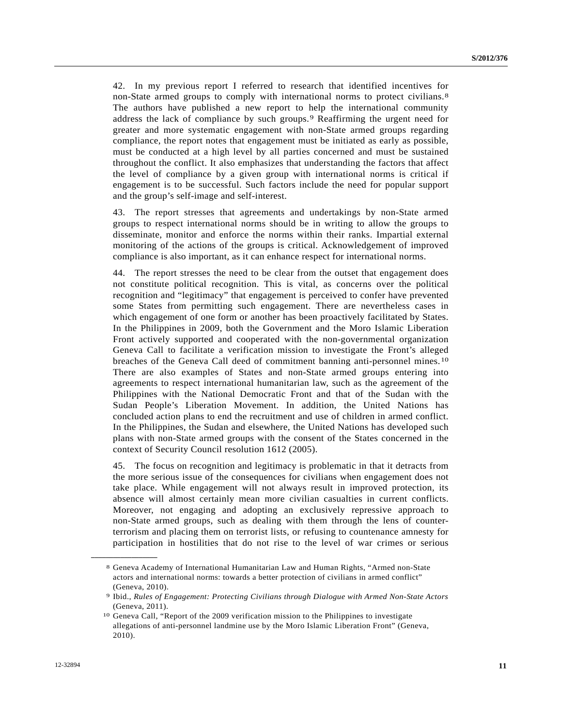42. In my previous report I referred to research that identified incentives for non-State armed groups to comply with international norms to protect civilians.[8] The authors have published a new report to help the international community address the lack of compliance by such groups.[9] Reaffirming the urgent need for greater and more systematic engagement with non-State armed groups regarding compliance, the report notes that engagement must be initiated as early as possible, must be conducted at a high level by all parties concerned and must be sustained throughout the conflict. It also emphasizes that understanding the factors that affect the level of compliance by a given group with international norms is critical if engagement is to be successful. Such factors include the need for popular support and the group's self-image and self-interest.

43. The report stresses that agreements and undertakings by non-State armed groups to respect international norms should be in writing to allow the groups to disseminate, monitor and enforce the norms within their ranks. Impartial external monitoring of the actions of the groups is critical. Acknowledgement of improved compliance is also important, as it can enhance respect for international norms.

44. The report stresses the need to be clear from the outset that engagement does not constitute political recognition. This is vital, as concerns over the political recognition and "legitimacy" that engagement is perceived to confer have prevented some States from permitting such engagement. There are nevertheless cases in which engagement of one form or another has been proactively facilitated by States. In the Philippines in 2009, both the Government and the Moro Islamic Liberation Front actively supported and cooperated with the non-governmental organization Geneva Call to facilitate a verification mission to investigate the Front's alleged breaches of the Geneva Call deed of commitment banning anti-personnel mines.[10] There are also examples of States and non-State armed groups entering into agreements to respect international humanitarian law, such as the agreement of the Philippines with the National Democratic Front and that of the Sudan with the Sudan People's Liberation Movement. In addition, the United Nations has concluded action plans to end the recruitment and use of children in armed conflict. In the Philippines, the Sudan and elsewhere, the United Nations has developed such plans with non-State armed groups with the consent of the States concerned in the context of Security Council resolution 1612 (2005).

45. The focus on recognition and legitimacy is problematic in that it detracts from the more serious issue of the consequences for civilians when engagement does not take place. While engagement will not always result in improved protection, its absence will almost certainly mean more civilian casualties in current conflicts. Moreover, not engaging and adopting an exclusively repressive approach to non-State armed groups, such as dealing with them through the lens of counter-terrorism and placing them on terrorist lists, or refusing to countenance amnesty for participation in hostilities that do not rise to the level of war crimes or serious

---

[8] Geneva Academy of International Humanitarian Law and Human Rights, "Armed non-State actors and international norms: towards a better protection of civilians in armed conflict" (Geneva, 2010).

[9] Ibid., *Rules of Engagement: Protecting Civilians through Dialogue with Armed Non-State Actors* (Geneva, 2011).

[10] Geneva Call, "Report of the 2009 verification mission to the Philippines to investigate allegations of anti-personnel landmine use by the Moro Islamic Liberation Front" (Geneva, 2010).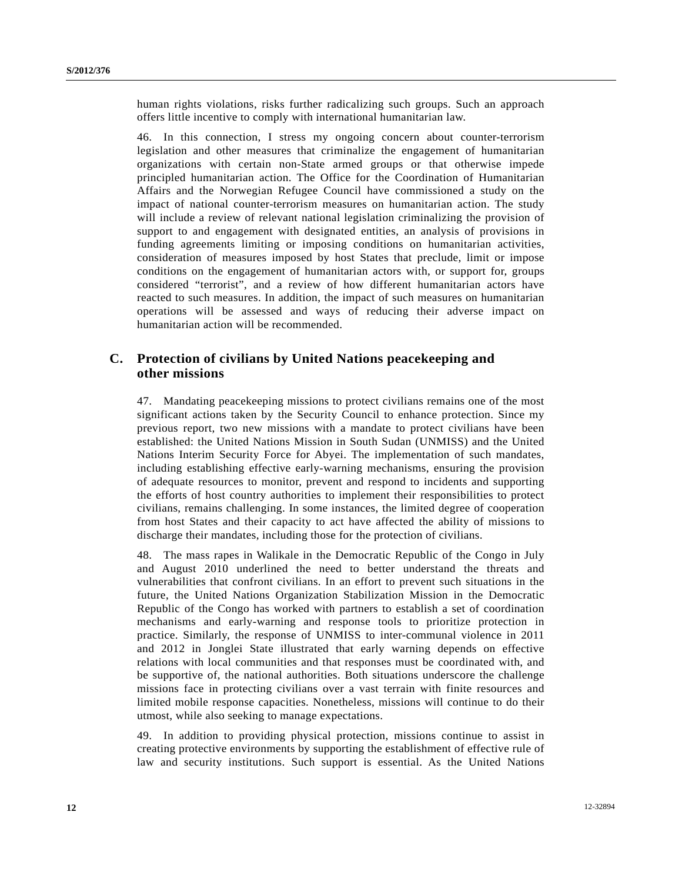human rights violations, risks further radicalizing such groups. Such an approach offers little incentive to comply with international humanitarian law.

46. In this connection, I stress my ongoing concern about counter-terrorism legislation and other measures that criminalize the engagement of humanitarian organizations with certain non-State armed groups or that otherwise impede principled humanitarian action. The Office for the Coordination of Humanitarian Affairs and the Norwegian Refugee Council have commissioned a study on the impact of national counter-terrorism measures on humanitarian action. The study will include a review of relevant national legislation criminalizing the provision of support to and engagement with designated entities, an analysis of provisions in funding agreements limiting or imposing conditions on humanitarian activities, consideration of measures imposed by host States that preclude, limit or impose conditions on the engagement of humanitarian actors with, or support for, groups considered "terrorist", and a review of how different humanitarian actors have reacted to such measures. In addition, the impact of such measures on humanitarian operations will be assessed and ways of reducing their adverse impact on humanitarian action will be recommended.

## C. Protection of civilians by United Nations peacekeeping and other missions

47. Mandating peacekeeping missions to protect civilians remains one of the most significant actions taken by the Security Council to enhance protection. Since my previous report, two new missions with a mandate to protect civilians have been established: the United Nations Mission in South Sudan (UNMISS) and the United Nations Interim Security Force for Abyei. The implementation of such mandates, including establishing effective early-warning mechanisms, ensuring the provision of adequate resources to monitor, prevent and respond to incidents and supporting the efforts of host country authorities to implement their responsibilities to protect civilians, remains challenging. In some instances, the limited degree of cooperation from host States and their capacity to act have affected the ability of missions to discharge their mandates, including those for the protection of civilians.

48. The mass rapes in Walikale in the Democratic Republic of the Congo in July and August 2010 underlined the need to better understand the threats and vulnerabilities that confront civilians. In an effort to prevent such situations in the future, the United Nations Organization Stabilization Mission in the Democratic Republic of the Congo has worked with partners to establish a set of coordination mechanisms and early-warning and response tools to prioritize protection in practice. Similarly, the response of UNMISS to inter-communal violence in 2011 and 2012 in Jonglei State illustrated that early warning depends on effective relations with local communities and that responses must be coordinated with, and be supportive of, the national authorities. Both situations underscore the challenge missions face in protecting civilians over a vast terrain with finite resources and limited mobile response capacities. Nonetheless, missions will continue to do their utmost, while also seeking to manage expectations.

49. In addition to providing physical protection, missions continue to assist in creating protective environments by supporting the establishment of effective rule of law and security institutions. Such support is essential. As the United Nations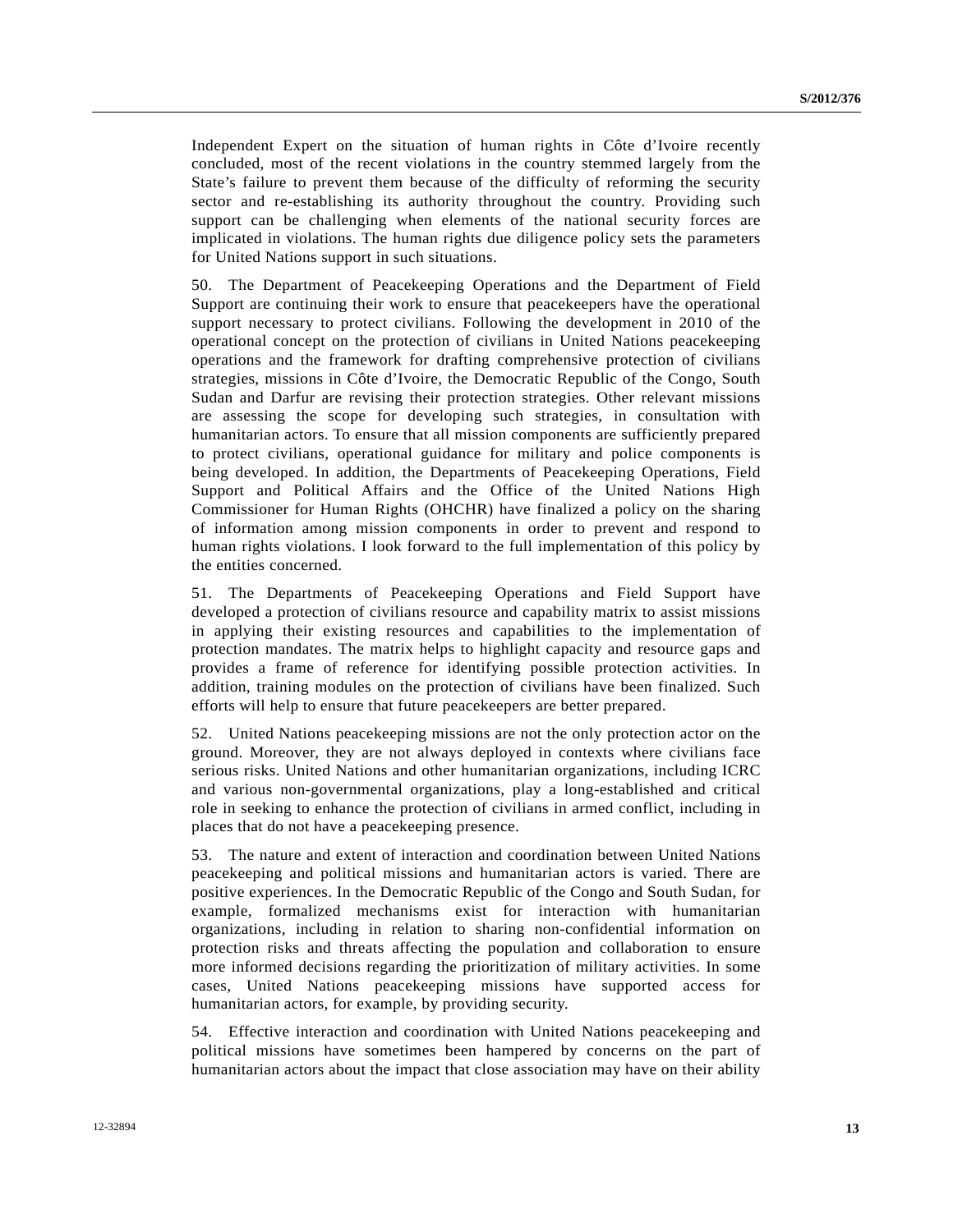Independent Expert on the situation of human rights in Côte d'Ivoire recently concluded, most of the recent violations in the country stemmed largely from the State's failure to prevent them because of the difficulty of reforming the security sector and re-establishing its authority throughout the country. Providing such support can be challenging when elements of the national security forces are implicated in violations. The human rights due diligence policy sets the parameters for United Nations support in such situations.

50. The Department of Peacekeeping Operations and the Department of Field Support are continuing their work to ensure that peacekeepers have the operational support necessary to protect civilians. Following the development in 2010 of the operational concept on the protection of civilians in United Nations peacekeeping operations and the framework for drafting comprehensive protection of civilians strategies, missions in Côte d'Ivoire, the Democratic Republic of the Congo, South Sudan and Darfur are revising their protection strategies. Other relevant missions are assessing the scope for developing such strategies, in consultation with humanitarian actors. To ensure that all mission components are sufficiently prepared to protect civilians, operational guidance for military and police components is being developed. In addition, the Departments of Peacekeeping Operations, Field Support and Political Affairs and the Office of the United Nations High Commissioner for Human Rights (OHCHR) have finalized a policy on the sharing of information among mission components in order to prevent and respond to human rights violations. I look forward to the full implementation of this policy by the entities concerned.

51. The Departments of Peacekeeping Operations and Field Support have developed a protection of civilians resource and capability matrix to assist missions in applying their existing resources and capabilities to the implementation of protection mandates. The matrix helps to highlight capacity and resource gaps and provides a frame of reference for identifying possible protection activities. In addition, training modules on the protection of civilians have been finalized. Such efforts will help to ensure that future peacekeepers are better prepared.

52. United Nations peacekeeping missions are not the only protection actor on the ground. Moreover, they are not always deployed in contexts where civilians face serious risks. United Nations and other humanitarian organizations, including ICRC and various non-governmental organizations, play a long-established and critical role in seeking to enhance the protection of civilians in armed conflict, including in places that do not have a peacekeeping presence.

53. The nature and extent of interaction and coordination between United Nations peacekeeping and political missions and humanitarian actors is varied. There are positive experiences. In the Democratic Republic of the Congo and South Sudan, for example, formalized mechanisms exist for interaction with humanitarian organizations, including in relation to sharing non-confidential information on protection risks and threats affecting the population and collaboration to ensure more informed decisions regarding the prioritization of military activities. In some cases, United Nations peacekeeping missions have supported access for humanitarian actors, for example, by providing security.

54. Effective interaction and coordination with United Nations peacekeeping and political missions have sometimes been hampered by concerns on the part of humanitarian actors about the impact that close association may have on their ability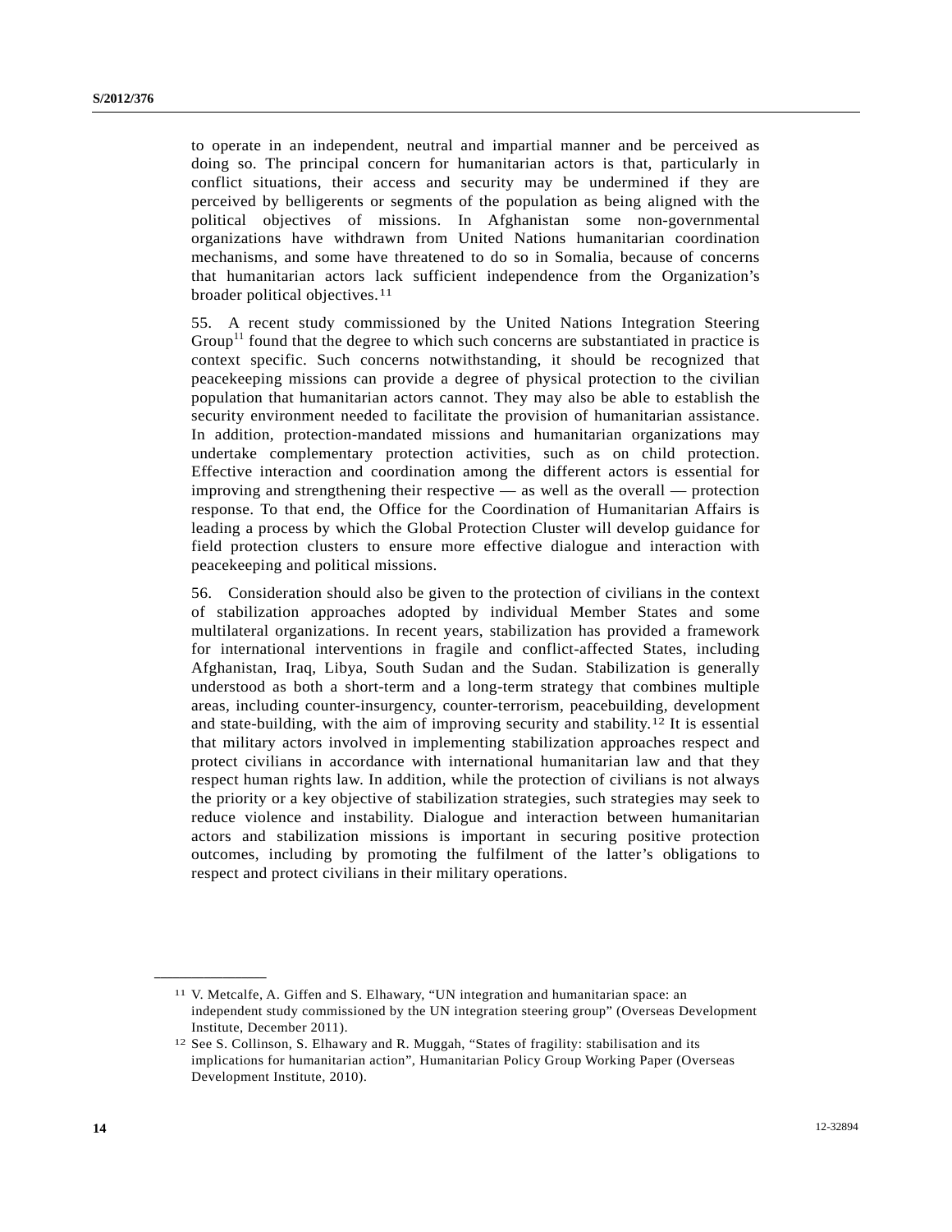to operate in an independent, neutral and impartial manner and be perceived as doing so. The principal concern for humanitarian actors is that, particularly in conflict situations, their access and security may be undermined if they are perceived by belligerents or segments of the population as being aligned with the political objectives of missions. In Afghanistan some non-governmental organizations have withdrawn from United Nations humanitarian coordination mechanisms, and some have threatened to do so in Somalia, because of concerns that humanitarian actors lack sufficient independence from the Organization's broader political objectives.[11]

55. A recent study commissioned by the United Nations Integration Steering Group[11] found that the degree to which such concerns are substantiated in practice is context specific. Such concerns notwithstanding, it should be recognized that peacekeeping missions can provide a degree of physical protection to the civilian population that humanitarian actors cannot. They may also be able to establish the security environment needed to facilitate the provision of humanitarian assistance. In addition, protection-mandated missions and humanitarian organizations may undertake complementary protection activities, such as on child protection. Effective interaction and coordination among the different actors is essential for improving and strengthening their respective — as well as the overall — protection response. To that end, the Office for the Coordination of Humanitarian Affairs is leading a process by which the Global Protection Cluster will develop guidance for field protection clusters to ensure more effective dialogue and interaction with peacekeeping and political missions.

56. Consideration should also be given to the protection of civilians in the context of stabilization approaches adopted by individual Member States and some multilateral organizations. In recent years, stabilization has provided a framework for international interventions in fragile and conflict-affected States, including Afghanistan, Iraq, Libya, South Sudan and the Sudan. Stabilization is generally understood as both a short-term and a long-term strategy that combines multiple areas, including counter-insurgency, counter-terrorism, peacebuilding, development and state-building, with the aim of improving security and stability.[12] It is essential that military actors involved in implementing stabilization approaches respect and protect civilians in accordance with international humanitarian law and that they respect human rights law. In addition, while the protection of civilians is not always the priority or a key objective of stabilization strategies, such strategies may seek to reduce violence and instability. Dialogue and interaction between humanitarian actors and stabilization missions is important in securing positive protection outcomes, including by promoting the fulfilment of the latter's obligations to respect and protect civilians in their military operations.

---

[11] V. Metcalfe, A. Giffen and S. Elhawary, "UN integration and humanitarian space: an independent study commissioned by the UN integration steering group" (Overseas Development Institute, December 2011).

[12] See S. Collinson, S. Elhawary and R. Muggah, "States of fragility: stabilisation and its implications for humanitarian action", Humanitarian Policy Group Working Paper (Overseas Development Institute, 2010).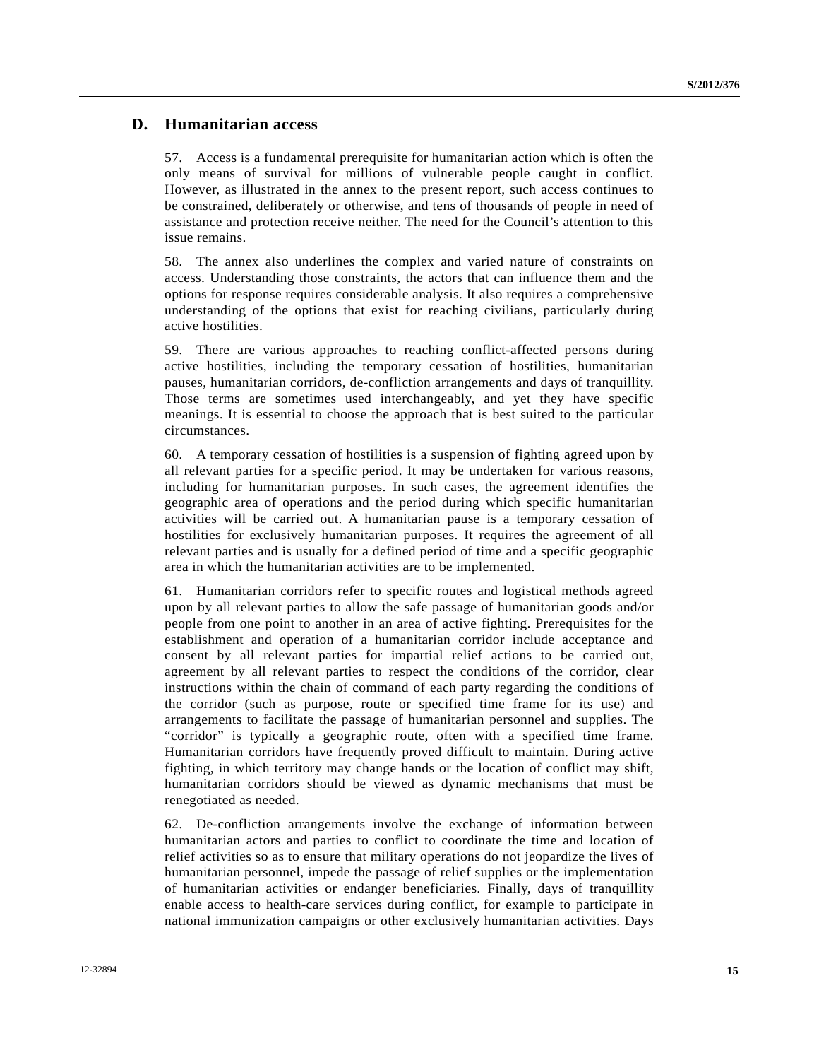## D. Humanitarian access

57. Access is a fundamental prerequisite for humanitarian action which is often the only means of survival for millions of vulnerable people caught in conflict. However, as illustrated in the annex to the present report, such access continues to be constrained, deliberately or otherwise, and tens of thousands of people in need of assistance and protection receive neither. The need for the Council's attention to this issue remains.

58. The annex also underlines the complex and varied nature of constraints on access. Understanding those constraints, the actors that can influence them and the options for response requires considerable analysis. It also requires a comprehensive understanding of the options that exist for reaching civilians, particularly during active hostilities.

59. There are various approaches to reaching conflict-affected persons during active hostilities, including the temporary cessation of hostilities, humanitarian pauses, humanitarian corridors, de-confliction arrangements and days of tranquillity. Those terms are sometimes used interchangeably, and yet they have specific meanings. It is essential to choose the approach that is best suited to the particular circumstances.

60. A temporary cessation of hostilities is a suspension of fighting agreed upon by all relevant parties for a specific period. It may be undertaken for various reasons, including for humanitarian purposes. In such cases, the agreement identifies the geographic area of operations and the period during which specific humanitarian activities will be carried out. A humanitarian pause is a temporary cessation of hostilities for exclusively humanitarian purposes. It requires the agreement of all relevant parties and is usually for a defined period of time and a specific geographic area in which the humanitarian activities are to be implemented.

61. Humanitarian corridors refer to specific routes and logistical methods agreed upon by all relevant parties to allow the safe passage of humanitarian goods and/or people from one point to another in an area of active fighting. Prerequisites for the establishment and operation of a humanitarian corridor include acceptance and consent by all relevant parties for impartial relief actions to be carried out, agreement by all relevant parties to respect the conditions of the corridor, clear instructions within the chain of command of each party regarding the conditions of the corridor (such as purpose, route or specified time frame for its use) and arrangements to facilitate the passage of humanitarian personnel and supplies. The "corridor" is typically a geographic route, often with a specified time frame. Humanitarian corridors have frequently proved difficult to maintain. During active fighting, in which territory may change hands or the location of conflict may shift, humanitarian corridors should be viewed as dynamic mechanisms that must be renegotiated as needed.

62. De-confliction arrangements involve the exchange of information between humanitarian actors and parties to conflict to coordinate the time and location of relief activities so as to ensure that military operations do not jeopardize the lives of humanitarian personnel, impede the passage of relief supplies or the implementation of humanitarian activities or endanger beneficiaries. Finally, days of tranquillity enable access to health-care services during conflict, for example to participate in national immunization campaigns or other exclusively humanitarian activities. Days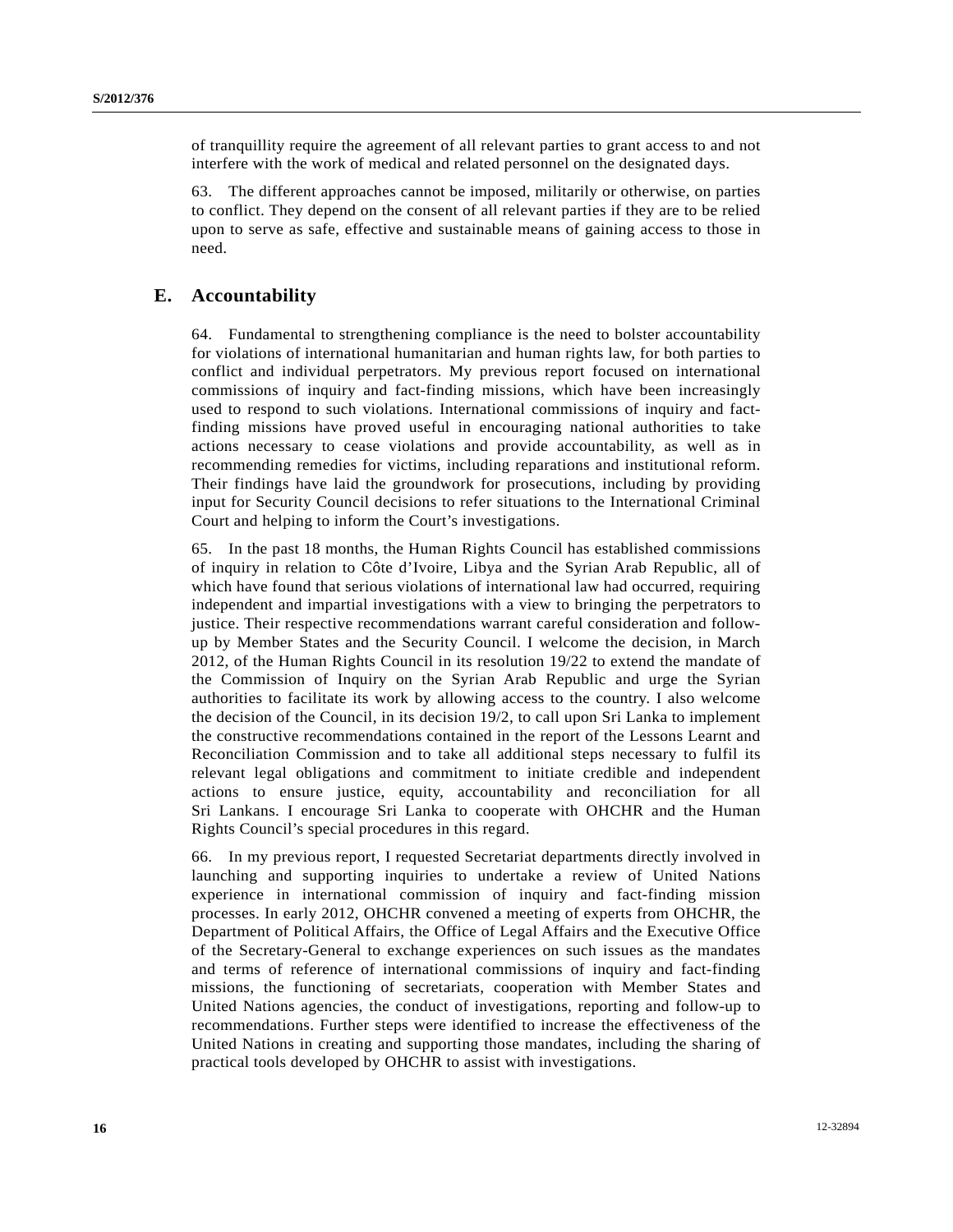of tranquillity require the agreement of all relevant parties to grant access to and not interfere with the work of medical and related personnel on the designated days.

63. The different approaches cannot be imposed, militarily or otherwise, on parties to conflict. They depend on the consent of all relevant parties if they are to be relied upon to serve as safe, effective and sustainable means of gaining access to those in need.

## E. Accountability

64. Fundamental to strengthening compliance is the need to bolster accountability for violations of international humanitarian and human rights law, for both parties to conflict and individual perpetrators. My previous report focused on international commissions of inquiry and fact-finding missions, which have been increasingly used to respond to such violations. International commissions of inquiry and fact-finding missions have proved useful in encouraging national authorities to take actions necessary to cease violations and provide accountability, as well as in recommending remedies for victims, including reparations and institutional reform. Their findings have laid the groundwork for prosecutions, including by providing input for Security Council decisions to refer situations to the International Criminal Court and helping to inform the Court's investigations.

65. In the past 18 months, the Human Rights Council has established commissions of inquiry in relation to Côte d'Ivoire, Libya and the Syrian Arab Republic, all of which have found that serious violations of international law had occurred, requiring independent and impartial investigations with a view to bringing the perpetrators to justice. Their respective recommendations warrant careful consideration and follow-up by Member States and the Security Council. I welcome the decision, in March 2012, of the Human Rights Council in its resolution 19/22 to extend the mandate of the Commission of Inquiry on the Syrian Arab Republic and urge the Syrian authorities to facilitate its work by allowing access to the country. I also welcome the decision of the Council, in its decision 19/2, to call upon Sri Lanka to implement the constructive recommendations contained in the report of the Lessons Learnt and Reconciliation Commission and to take all additional steps necessary to fulfil its relevant legal obligations and commitment to initiate credible and independent actions to ensure justice, equity, accountability and reconciliation for all Sri Lankans. I encourage Sri Lanka to cooperate with OHCHR and the Human Rights Council's special procedures in this regard.

66. In my previous report, I requested Secretariat departments directly involved in launching and supporting inquiries to undertake a review of United Nations experience in international commission of inquiry and fact-finding mission processes. In early 2012, OHCHR convened a meeting of experts from OHCHR, the Department of Political Affairs, the Office of Legal Affairs and the Executive Office of the Secretary-General to exchange experiences on such issues as the mandates and terms of reference of international commissions of inquiry and fact-finding missions, the functioning of secretariats, cooperation with Member States and United Nations agencies, the conduct of investigations, reporting and follow-up to recommendations. Further steps were identified to increase the effectiveness of the United Nations in creating and supporting those mandates, including the sharing of practical tools developed by OHCHR to assist with investigations.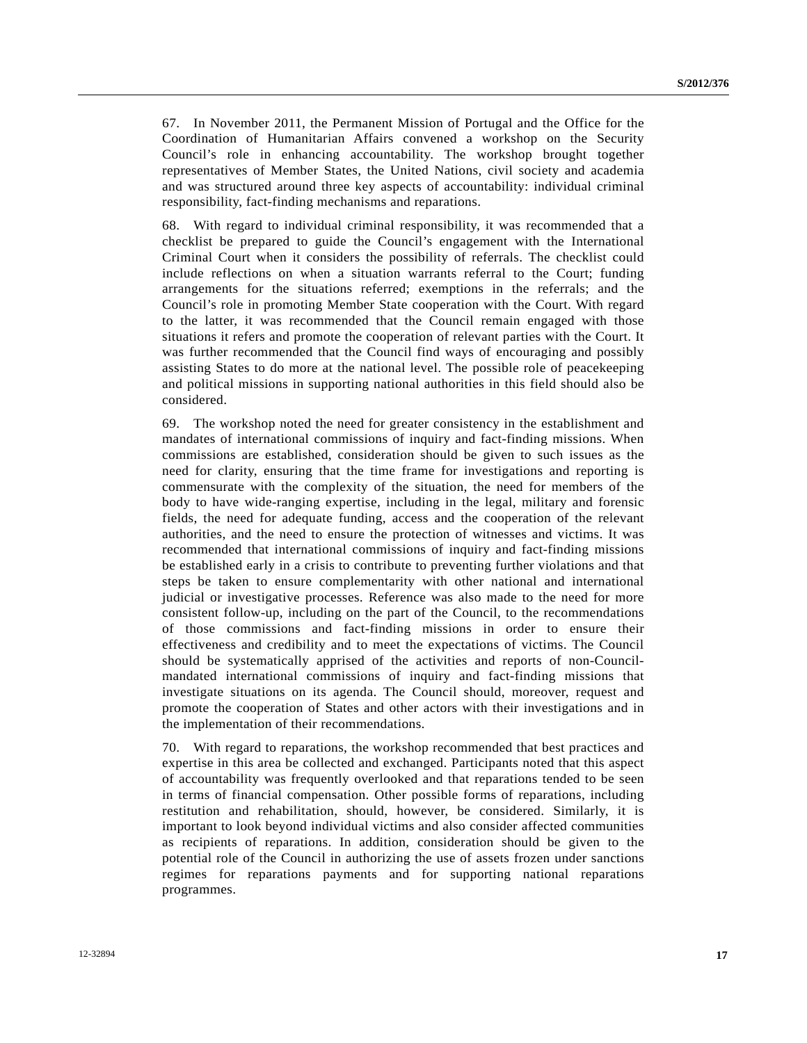67. In November 2011, the Permanent Mission of Portugal and the Office for the Coordination of Humanitarian Affairs convened a workshop on the Security Council's role in enhancing accountability. The workshop brought together representatives of Member States, the United Nations, civil society and academia and was structured around three key aspects of accountability: individual criminal responsibility, fact-finding mechanisms and reparations.

68. With regard to individual criminal responsibility, it was recommended that a checklist be prepared to guide the Council's engagement with the International Criminal Court when it considers the possibility of referrals. The checklist could include reflections on when a situation warrants referral to the Court; funding arrangements for the situations referred; exemptions in the referrals; and the Council's role in promoting Member State cooperation with the Court. With regard to the latter, it was recommended that the Council remain engaged with those situations it refers and promote the cooperation of relevant parties with the Court. It was further recommended that the Council find ways of encouraging and possibly assisting States to do more at the national level. The possible role of peacekeeping and political missions in supporting national authorities in this field should also be considered.

69. The workshop noted the need for greater consistency in the establishment and mandates of international commissions of inquiry and fact-finding missions. When commissions are established, consideration should be given to such issues as the need for clarity, ensuring that the time frame for investigations and reporting is commensurate with the complexity of the situation, the need for members of the body to have wide-ranging expertise, including in the legal, military and forensic fields, the need for adequate funding, access and the cooperation of the relevant authorities, and the need to ensure the protection of witnesses and victims. It was recommended that international commissions of inquiry and fact-finding missions be established early in a crisis to contribute to preventing further violations and that steps be taken to ensure complementarity with other national and international judicial or investigative processes. Reference was also made to the need for more consistent follow-up, including on the part of the Council, to the recommendations of those commissions and fact-finding missions in order to ensure their effectiveness and credibility and to meet the expectations of victims. The Council should be systematically apprised of the activities and reports of non-Council-mandated international commissions of inquiry and fact-finding missions that investigate situations on its agenda. The Council should, moreover, request and promote the cooperation of States and other actors with their investigations and in the implementation of their recommendations.

70. With regard to reparations, the workshop recommended that best practices and expertise in this area be collected and exchanged. Participants noted that this aspect of accountability was frequently overlooked and that reparations tended to be seen in terms of financial compensation. Other possible forms of reparations, including restitution and rehabilitation, should, however, be considered. Similarly, it is important to look beyond individual victims and also consider affected communities as recipients of reparations. In addition, consideration should be given to the potential role of the Council in authorizing the use of assets frozen under sanctions regimes for reparations payments and for supporting national reparations programmes.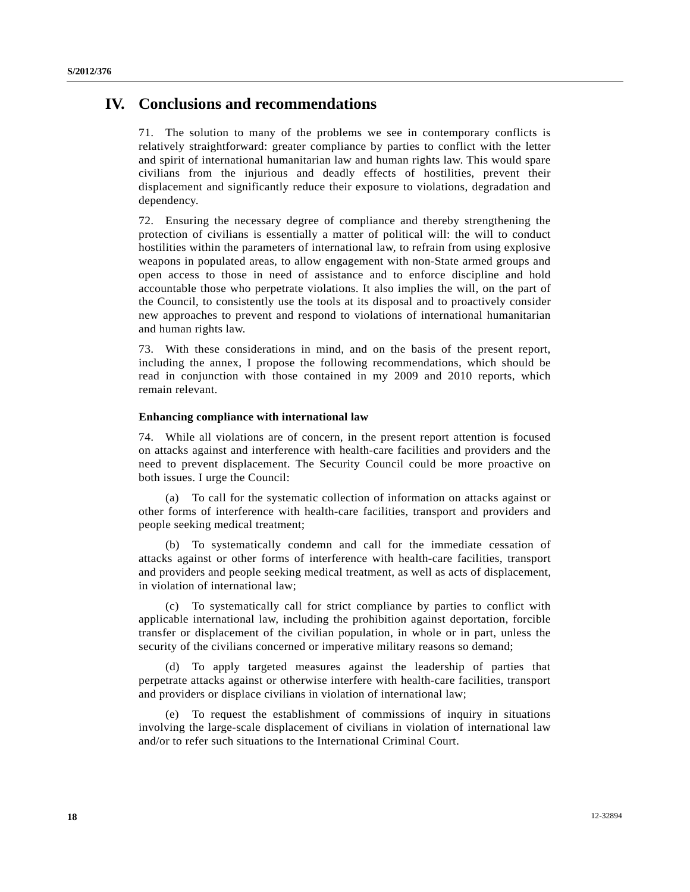# IV. Conclusions and recommendations

71. The solution to many of the problems we see in contemporary conflicts is relatively straightforward: greater compliance by parties to conflict with the letter and spirit of international humanitarian law and human rights law. This would spare civilians from the injurious and deadly effects of hostilities, prevent their displacement and significantly reduce their exposure to violations, degradation and dependency.

72. Ensuring the necessary degree of compliance and thereby strengthening the protection of civilians is essentially a matter of political will: the will to conduct hostilities within the parameters of international law, to refrain from using explosive weapons in populated areas, to allow engagement with non-State armed groups and open access to those in need of assistance and to enforce discipline and hold accountable those who perpetrate violations. It also implies the will, on the part of the Council, to consistently use the tools at its disposal and to proactively consider new approaches to prevent and respond to violations of international humanitarian and human rights law.

73. With these considerations in mind, and on the basis of the present report, including the annex, I propose the following recommendations, which should be read in conjunction with those contained in my 2009 and 2010 reports, which remain relevant.

### Enhancing compliance with international law

74. While all violations are of concern, in the present report attention is focused on attacks against and interference with health-care facilities and providers and the need to prevent displacement. The Security Council could be more proactive on both issues. I urge the Council:

(a) To call for the systematic collection of information on attacks against or other forms of interference with health-care facilities, transport and providers and people seeking medical treatment;

(b) To systematically condemn and call for the immediate cessation of attacks against or other forms of interference with health-care facilities, transport and providers and people seeking medical treatment, as well as acts of displacement, in violation of international law;

(c) To systematically call for strict compliance by parties to conflict with applicable international law, including the prohibition against deportation, forcible transfer or displacement of the civilian population, in whole or in part, unless the security of the civilians concerned or imperative military reasons so demand;

(d) To apply targeted measures against the leadership of parties that perpetrate attacks against or otherwise interfere with health-care facilities, transport and providers or displace civilians in violation of international law;

(e) To request the establishment of commissions of inquiry in situations involving the large-scale displacement of civilians in violation of international law and/or to refer such situations to the International Criminal Court.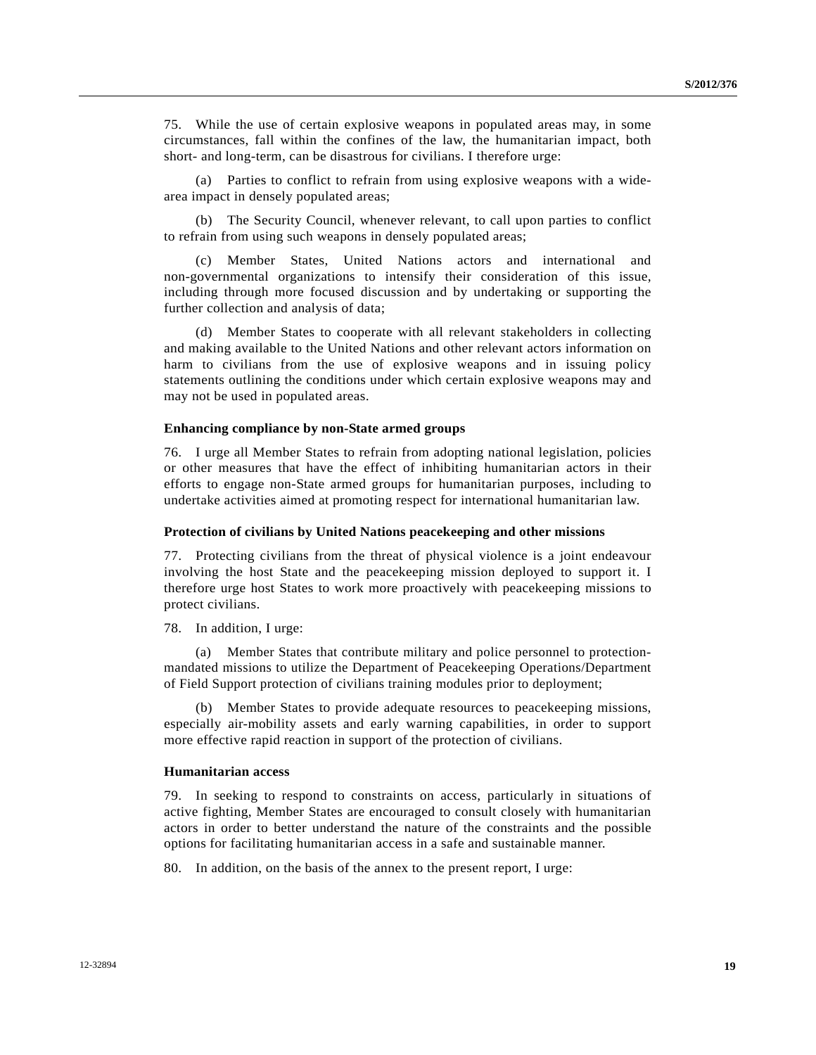75. While the use of certain explosive weapons in populated areas may, in some circumstances, fall within the confines of the law, the humanitarian impact, both short- and long-term, can be disastrous for civilians. I therefore urge:

(a) Parties to conflict to refrain from using explosive weapons with a wide-area impact in densely populated areas;

(b) The Security Council, whenever relevant, to call upon parties to conflict to refrain from using such weapons in densely populated areas;

(c) Member States, United Nations actors and international and non-governmental organizations to intensify their consideration of this issue, including through more focused discussion and by undertaking or supporting the further collection and analysis of data;

(d) Member States to cooperate with all relevant stakeholders in collecting and making available to the United Nations and other relevant actors information on harm to civilians from the use of explosive weapons and in issuing policy statements outlining the conditions under which certain explosive weapons may and may not be used in populated areas.

### Enhancing compliance by non-State armed groups

76. I urge all Member States to refrain from adopting national legislation, policies or other measures that have the effect of inhibiting humanitarian actors in their efforts to engage non-State armed groups for humanitarian purposes, including to undertake activities aimed at promoting respect for international humanitarian law.

### Protection of civilians by United Nations peacekeeping and other missions

77. Protecting civilians from the threat of physical violence is a joint endeavour involving the host State and the peacekeeping mission deployed to support it. I therefore urge host States to work more proactively with peacekeeping missions to protect civilians.

78. In addition, I urge:

(a) Member States that contribute military and police personnel to protection-mandated missions to utilize the Department of Peacekeeping Operations/Department of Field Support protection of civilians training modules prior to deployment;

(b) Member States to provide adequate resources to peacekeeping missions, especially air-mobility assets and early warning capabilities, in order to support more effective rapid reaction in support of the protection of civilians.

### Humanitarian access

79. In seeking to respond to constraints on access, particularly in situations of active fighting, Member States are encouraged to consult closely with humanitarian actors in order to better understand the nature of the constraints and the possible options for facilitating humanitarian access in a safe and sustainable manner.

80. In addition, on the basis of the annex to the present report, I urge: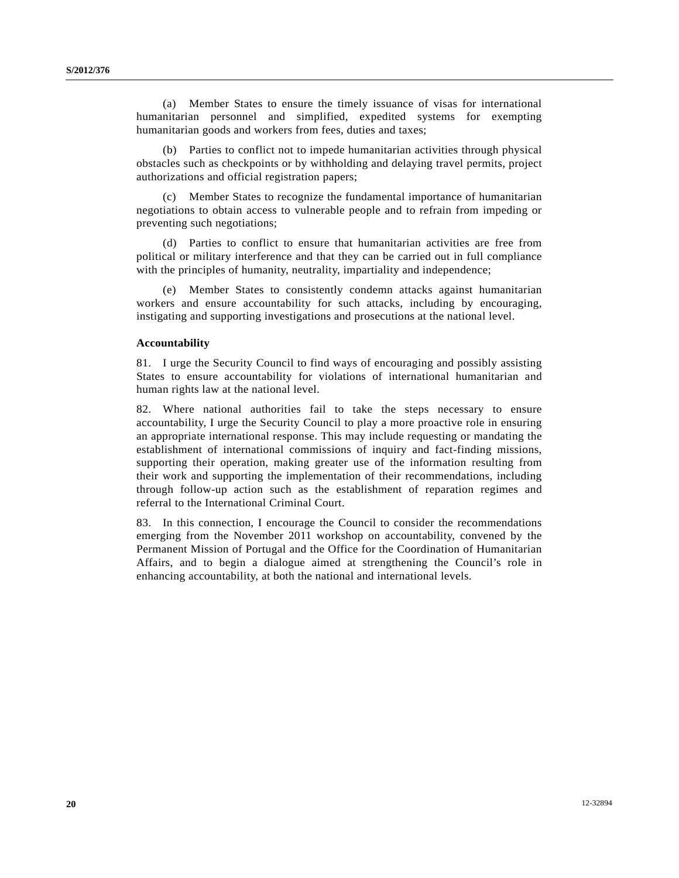(a) Member States to ensure the timely issuance of visas for international humanitarian personnel and simplified, expedited systems for exempting humanitarian goods and workers from fees, duties and taxes;

(b) Parties to conflict not to impede humanitarian activities through physical obstacles such as checkpoints or by withholding and delaying travel permits, project authorizations and official registration papers;

(c) Member States to recognize the fundamental importance of humanitarian negotiations to obtain access to vulnerable people and to refrain from impeding or preventing such negotiations;

(d) Parties to conflict to ensure that humanitarian activities are free from political or military interference and that they can be carried out in full compliance with the principles of humanity, neutrality, impartiality and independence;

(e) Member States to consistently condemn attacks against humanitarian workers and ensure accountability for such attacks, including by encouraging, instigating and supporting investigations and prosecutions at the national level.

**Accountability**

81. I urge the Security Council to find ways of encouraging and possibly assisting States to ensure accountability for violations of international humanitarian and human rights law at the national level.

82. Where national authorities fail to take the steps necessary to ensure accountability, I urge the Security Council to play a more proactive role in ensuring an appropriate international response. This may include requesting or mandating the establishment of international commissions of inquiry and fact-finding missions, supporting their operation, making greater use of the information resulting from their work and supporting the implementation of their recommendations, including through follow-up action such as the establishment of reparation regimes and referral to the International Criminal Court.

83. In this connection, I encourage the Council to consider the recommendations emerging from the November 2011 workshop on accountability, convened by the Permanent Mission of Portugal and the Office for the Coordination of Humanitarian Affairs, and to begin a dialogue aimed at strengthening the Council's role in enhancing accountability, at both the national and international levels.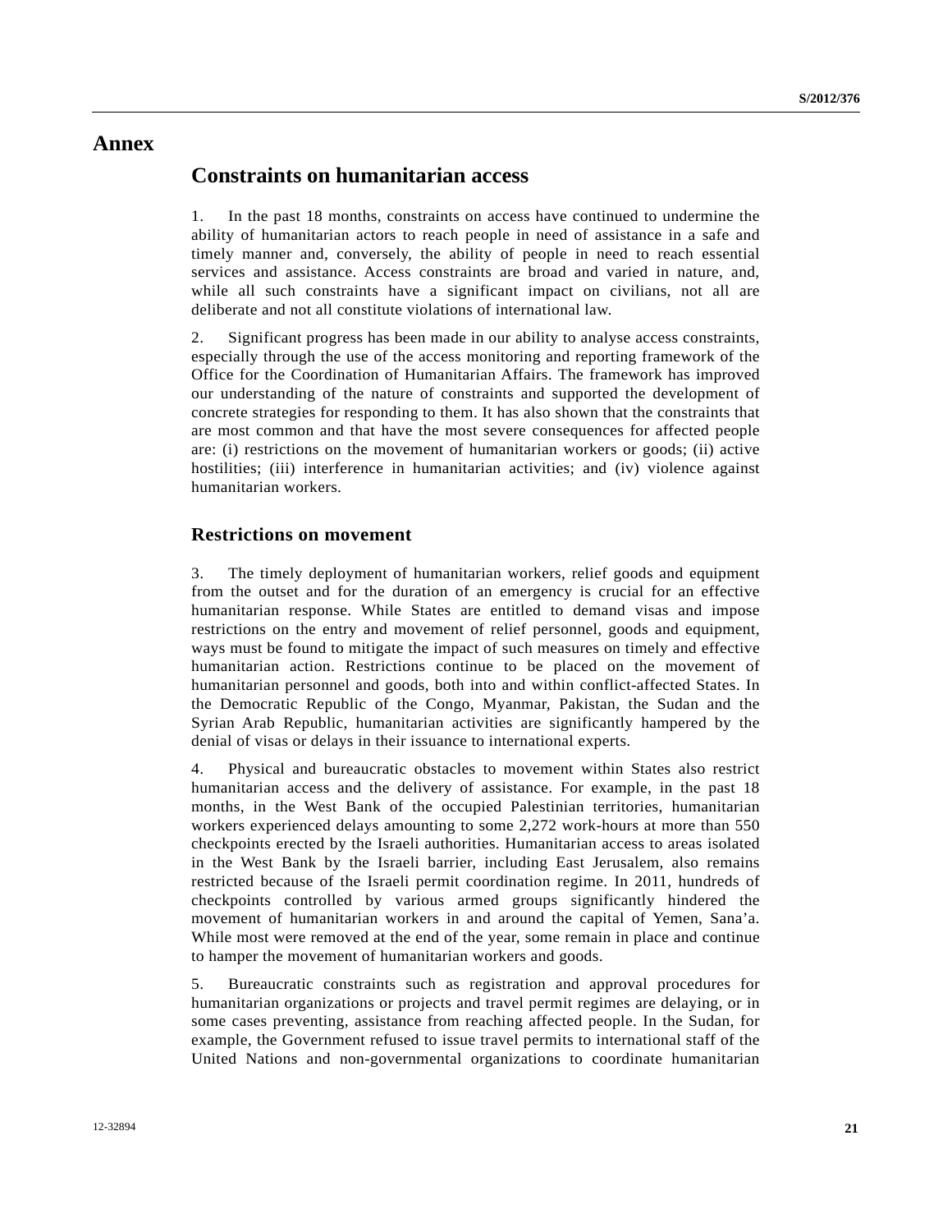# Annex

## Constraints on humanitarian access

1. In the past 18 months, constraints on access have continued to undermine the ability of humanitarian actors to reach people in need of assistance in a safe and timely manner and, conversely, the ability of people in need to reach essential services and assistance. Access constraints are broad and varied in nature, and, while all such constraints have a significant impact on civilians, not all are deliberate and not all constitute violations of international law.

2. Significant progress has been made in our ability to analyse access constraints, especially through the use of the access monitoring and reporting framework of the Office for the Coordination of Humanitarian Affairs. The framework has improved our understanding of the nature of constraints and supported the development of concrete strategies for responding to them. It has also shown that the constraints that are most common and that have the most severe consequences for affected people are: (i) restrictions on the movement of humanitarian workers or goods; (ii) active hostilities; (iii) interference in humanitarian activities; and (iv) violence against humanitarian workers.

### Restrictions on movement

3. The timely deployment of humanitarian workers, relief goods and equipment from the outset and for the duration of an emergency is crucial for an effective humanitarian response. While States are entitled to demand visas and impose restrictions on the entry and movement of relief personnel, goods and equipment, ways must be found to mitigate the impact of such measures on timely and effective humanitarian action. Restrictions continue to be placed on the movement of humanitarian personnel and goods, both into and within conflict-affected States. In the Democratic Republic of the Congo, Myanmar, Pakistan, the Sudan and the Syrian Arab Republic, humanitarian activities are significantly hampered by the denial of visas or delays in their issuance to international experts.

4. Physical and bureaucratic obstacles to movement within States also restrict humanitarian access and the delivery of assistance. For example, in the past 18 months, in the West Bank of the occupied Palestinian territories, humanitarian workers experienced delays amounting to some 2,272 work-hours at more than 550 checkpoints erected by the Israeli authorities. Humanitarian access to areas isolated in the West Bank by the Israeli barrier, including East Jerusalem, also remains restricted because of the Israeli permit coordination regime. In 2011, hundreds of checkpoints controlled by various armed groups significantly hindered the movement of humanitarian workers in and around the capital of Yemen, Sana'a. While most were removed at the end of the year, some remain in place and continue to hamper the movement of humanitarian workers and goods.

5. Bureaucratic constraints such as registration and approval procedures for humanitarian organizations or projects and travel permit regimes are delaying, or in some cases preventing, assistance from reaching affected people. In the Sudan, for example, the Government refused to issue travel permits to international staff of the United Nations and non-governmental organizations to coordinate humanitarian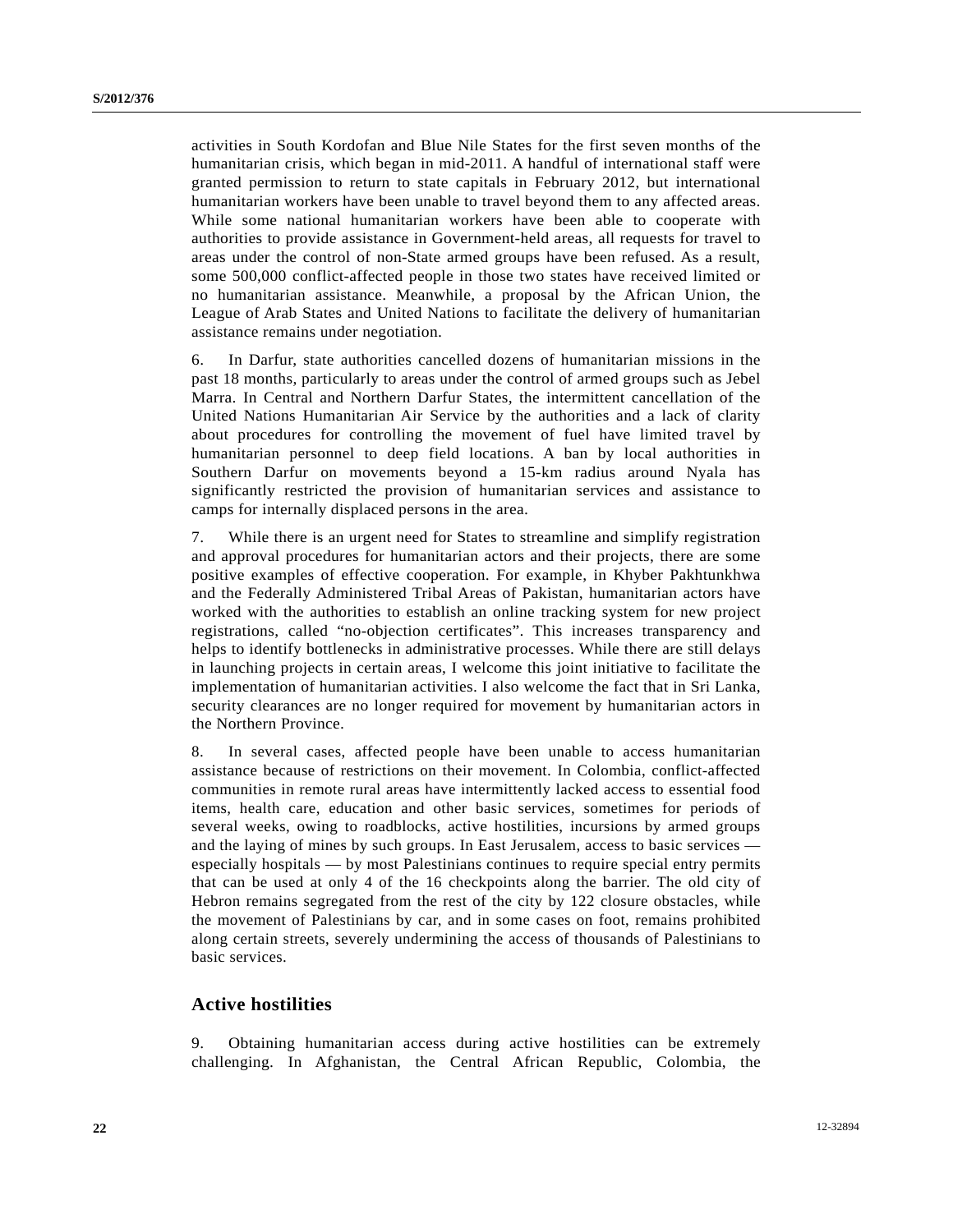activities in South Kordofan and Blue Nile States for the first seven months of the humanitarian crisis, which began in mid-2011. A handful of international staff were granted permission to return to state capitals in February 2012, but international humanitarian workers have been unable to travel beyond them to any affected areas. While some national humanitarian workers have been able to cooperate with authorities to provide assistance in Government-held areas, all requests for travel to areas under the control of non-State armed groups have been refused. As a result, some 500,000 conflict-affected people in those two states have received limited or no humanitarian assistance. Meanwhile, a proposal by the African Union, the League of Arab States and United Nations to facilitate the delivery of humanitarian assistance remains under negotiation.

6. In Darfur, state authorities cancelled dozens of humanitarian missions in the past 18 months, particularly to areas under the control of armed groups such as Jebel Marra. In Central and Northern Darfur States, the intermittent cancellation of the United Nations Humanitarian Air Service by the authorities and a lack of clarity about procedures for controlling the movement of fuel have limited travel by humanitarian personnel to deep field locations. A ban by local authorities in Southern Darfur on movements beyond a 15-km radius around Nyala has significantly restricted the provision of humanitarian services and assistance to camps for internally displaced persons in the area.

7. While there is an urgent need for States to streamline and simplify registration and approval procedures for humanitarian actors and their projects, there are some positive examples of effective cooperation. For example, in Khyber Pakhtunkhwa and the Federally Administered Tribal Areas of Pakistan, humanitarian actors have worked with the authorities to establish an online tracking system for new project registrations, called "no-objection certificates". This increases transparency and helps to identify bottlenecks in administrative processes. While there are still delays in launching projects in certain areas, I welcome this joint initiative to facilitate the implementation of humanitarian activities. I also welcome the fact that in Sri Lanka, security clearances are no longer required for movement by humanitarian actors in the Northern Province.

8. In several cases, affected people have been unable to access humanitarian assistance because of restrictions on their movement. In Colombia, conflict-affected communities in remote rural areas have intermittently lacked access to essential food items, health care, education and other basic services, sometimes for periods of several weeks, owing to roadblocks, active hostilities, incursions by armed groups and the laying of mines by such groups. In East Jerusalem, access to basic services — especially hospitals — by most Palestinians continues to require special entry permits that can be used at only 4 of the 16 checkpoints along the barrier. The old city of Hebron remains segregated from the rest of the city by 122 closure obstacles, while the movement of Palestinians by car, and in some cases on foot, remains prohibited along certain streets, severely undermining the access of thousands of Palestinians to basic services.

## Active hostilities

9. Obtaining humanitarian access during active hostilities can be extremely challenging. In Afghanistan, the Central African Republic, Colombia, the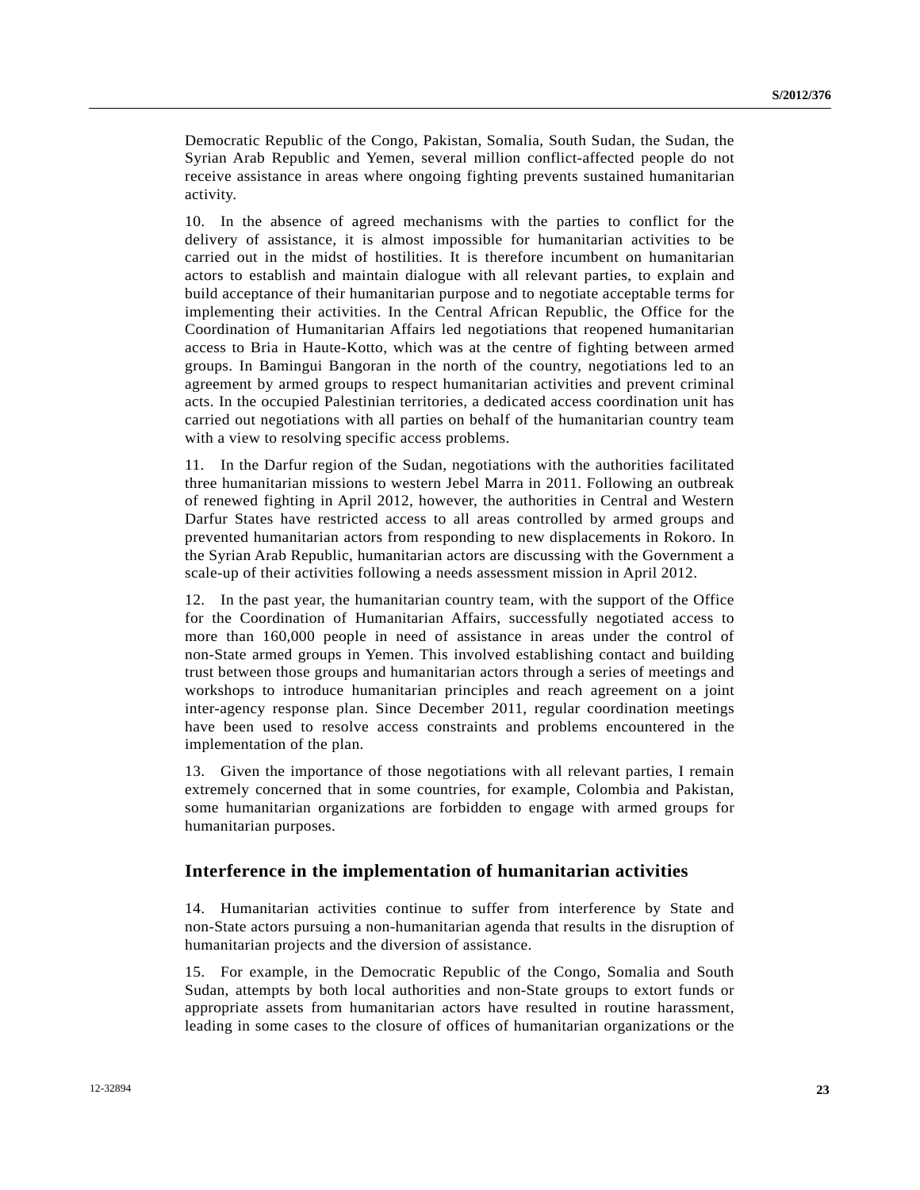Democratic Republic of the Congo, Pakistan, Somalia, South Sudan, the Sudan, the Syrian Arab Republic and Yemen, several million conflict-affected people do not receive assistance in areas where ongoing fighting prevents sustained humanitarian activity.

10. In the absence of agreed mechanisms with the parties to conflict for the delivery of assistance, it is almost impossible for humanitarian activities to be carried out in the midst of hostilities. It is therefore incumbent on humanitarian actors to establish and maintain dialogue with all relevant parties, to explain and build acceptance of their humanitarian purpose and to negotiate acceptable terms for implementing their activities. In the Central African Republic, the Office for the Coordination of Humanitarian Affairs led negotiations that reopened humanitarian access to Bria in Haute-Kotto, which was at the centre of fighting between armed groups. In Bamingui Bangoran in the north of the country, negotiations led to an agreement by armed groups to respect humanitarian activities and prevent criminal acts. In the occupied Palestinian territories, a dedicated access coordination unit has carried out negotiations with all parties on behalf of the humanitarian country team with a view to resolving specific access problems.

11. In the Darfur region of the Sudan, negotiations with the authorities facilitated three humanitarian missions to western Jebel Marra in 2011. Following an outbreak of renewed fighting in April 2012, however, the authorities in Central and Western Darfur States have restricted access to all areas controlled by armed groups and prevented humanitarian actors from responding to new displacements in Rokoro. In the Syrian Arab Republic, humanitarian actors are discussing with the Government a scale-up of their activities following a needs assessment mission in April 2012.

12. In the past year, the humanitarian country team, with the support of the Office for the Coordination of Humanitarian Affairs, successfully negotiated access to more than 160,000 people in need of assistance in areas under the control of non-State armed groups in Yemen. This involved establishing contact and building trust between those groups and humanitarian actors through a series of meetings and workshops to introduce humanitarian principles and reach agreement on a joint inter-agency response plan. Since December 2011, regular coordination meetings have been used to resolve access constraints and problems encountered in the implementation of the plan.

13. Given the importance of those negotiations with all relevant parties, I remain extremely concerned that in some countries, for example, Colombia and Pakistan, some humanitarian organizations are forbidden to engage with armed groups for humanitarian purposes.

## Interference in the implementation of humanitarian activities

14. Humanitarian activities continue to suffer from interference by State and non-State actors pursuing a non-humanitarian agenda that results in the disruption of humanitarian projects and the diversion of assistance.

15. For example, in the Democratic Republic of the Congo, Somalia and South Sudan, attempts by both local authorities and non-State groups to extort funds or appropriate assets from humanitarian actors have resulted in routine harassment, leading in some cases to the closure of offices of humanitarian organizations or the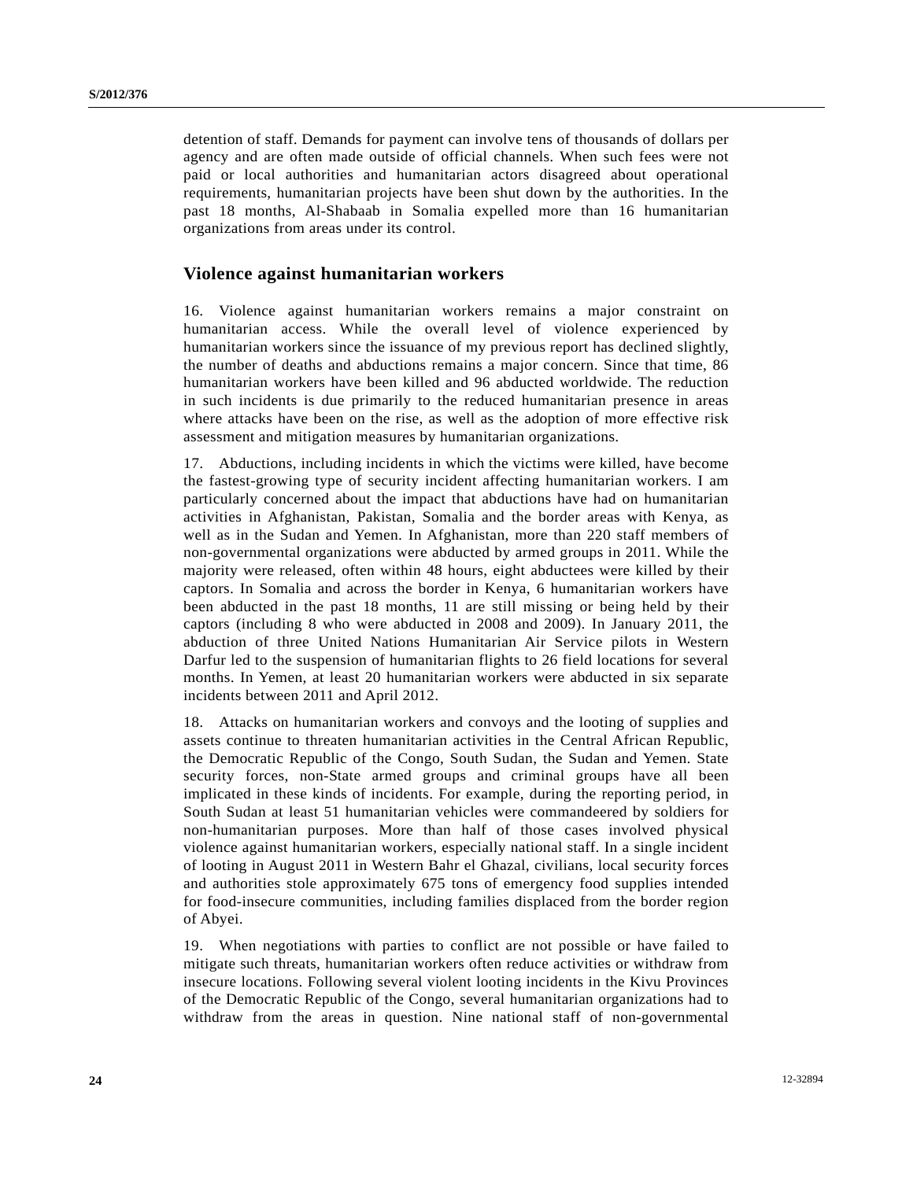detention of staff. Demands for payment can involve tens of thousands of dollars per agency and are often made outside of official channels. When such fees were not paid or local authorities and humanitarian actors disagreed about operational requirements, humanitarian projects have been shut down by the authorities. In the past 18 months, Al-Shabaab in Somalia expelled more than 16 humanitarian organizations from areas under its control.

## Violence against humanitarian workers

16. Violence against humanitarian workers remains a major constraint on humanitarian access. While the overall level of violence experienced by humanitarian workers since the issuance of my previous report has declined slightly, the number of deaths and abductions remains a major concern. Since that time, 86 humanitarian workers have been killed and 96 abducted worldwide. The reduction in such incidents is due primarily to the reduced humanitarian presence in areas where attacks have been on the rise, as well as the adoption of more effective risk assessment and mitigation measures by humanitarian organizations.

17. Abductions, including incidents in which the victims were killed, have become the fastest-growing type of security incident affecting humanitarian workers. I am particularly concerned about the impact that abductions have had on humanitarian activities in Afghanistan, Pakistan, Somalia and the border areas with Kenya, as well as in the Sudan and Yemen. In Afghanistan, more than 220 staff members of non-governmental organizations were abducted by armed groups in 2011. While the majority were released, often within 48 hours, eight abductees were killed by their captors. In Somalia and across the border in Kenya, 6 humanitarian workers have been abducted in the past 18 months, 11 are still missing or being held by their captors (including 8 who were abducted in 2008 and 2009). In January 2011, the abduction of three United Nations Humanitarian Air Service pilots in Western Darfur led to the suspension of humanitarian flights to 26 field locations for several months. In Yemen, at least 20 humanitarian workers were abducted in six separate incidents between 2011 and April 2012.

18. Attacks on humanitarian workers and convoys and the looting of supplies and assets continue to threaten humanitarian activities in the Central African Republic, the Democratic Republic of the Congo, South Sudan, the Sudan and Yemen. State security forces, non-State armed groups and criminal groups have all been implicated in these kinds of incidents. For example, during the reporting period, in South Sudan at least 51 humanitarian vehicles were commandeered by soldiers for non-humanitarian purposes. More than half of those cases involved physical violence against humanitarian workers, especially national staff. In a single incident of looting in August 2011 in Western Bahr el Ghazal, civilians, local security forces and authorities stole approximately 675 tons of emergency food supplies intended for food-insecure communities, including families displaced from the border region of Abyei.

19. When negotiations with parties to conflict are not possible or have failed to mitigate such threats, humanitarian workers often reduce activities or withdraw from insecure locations. Following several violent looting incidents in the Kivu Provinces of the Democratic Republic of the Congo, several humanitarian organizations had to withdraw from the areas in question. Nine national staff of non-governmental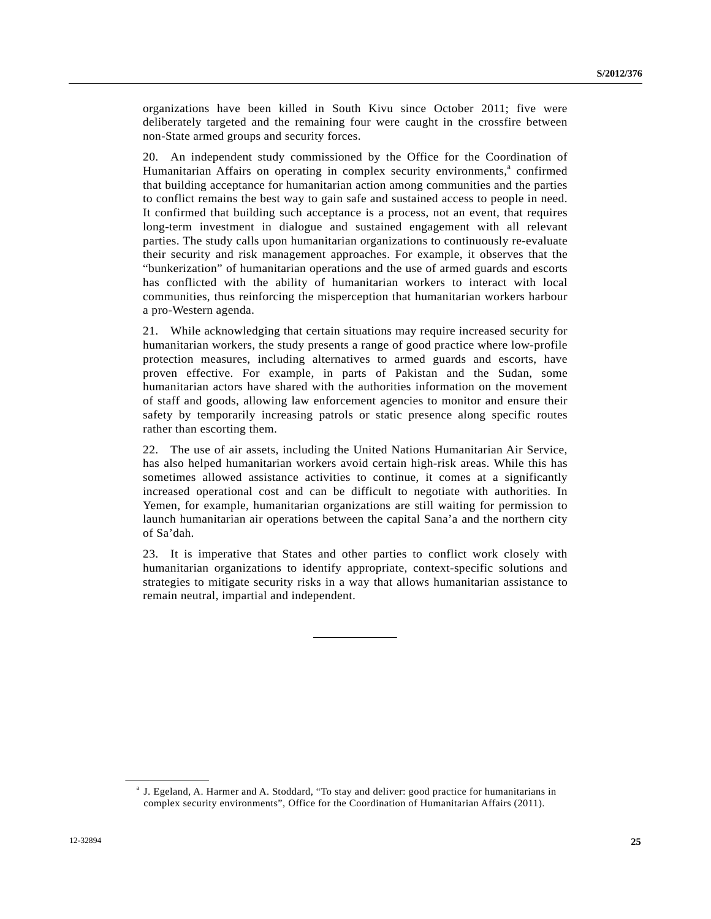organizations have been killed in South Kivu since October 2011; five were deliberately targeted and the remaining four were caught in the crossfire between non-State armed groups and security forces.

20. An independent study commissioned by the Office for the Coordination of Humanitarian Affairs on operating in complex security environments,[a] confirmed that building acceptance for humanitarian action among communities and the parties to conflict remains the best way to gain safe and sustained access to people in need. It confirmed that building such acceptance is a process, not an event, that requires long-term investment in dialogue and sustained engagement with all relevant parties. The study calls upon humanitarian organizations to continuously re-evaluate their security and risk management approaches. For example, it observes that the "bunkerization" of humanitarian operations and the use of armed guards and escorts has conflicted with the ability of humanitarian workers to interact with local communities, thus reinforcing the misperception that humanitarian workers harbour a pro-Western agenda.

21. While acknowledging that certain situations may require increased security for humanitarian workers, the study presents a range of good practice where low-profile protection measures, including alternatives to armed guards and escorts, have proven effective. For example, in parts of Pakistan and the Sudan, some humanitarian actors have shared with the authorities information on the movement of staff and goods, allowing law enforcement agencies to monitor and ensure their safety by temporarily increasing patrols or static presence along specific routes rather than escorting them.

22. The use of air assets, including the United Nations Humanitarian Air Service, has also helped humanitarian workers avoid certain high-risk areas. While this has sometimes allowed assistance activities to continue, it comes at a significantly increased operational cost and can be difficult to negotiate with authorities. In Yemen, for example, humanitarian organizations are still waiting for permission to launch humanitarian air operations between the capital Sana'a and the northern city of Sa'dah.

23. It is imperative that States and other parties to conflict work closely with humanitarian organizations to identify appropriate, context-specific solutions and strategies to mitigate security risks in a way that allows humanitarian assistance to remain neutral, impartial and independent.

---

[a] J. Egeland, A. Harmer and A. Stoddard, "To stay and deliver: good practice for humanitarians in complex security environments", Office for the Coordination of Humanitarian Affairs (2011).